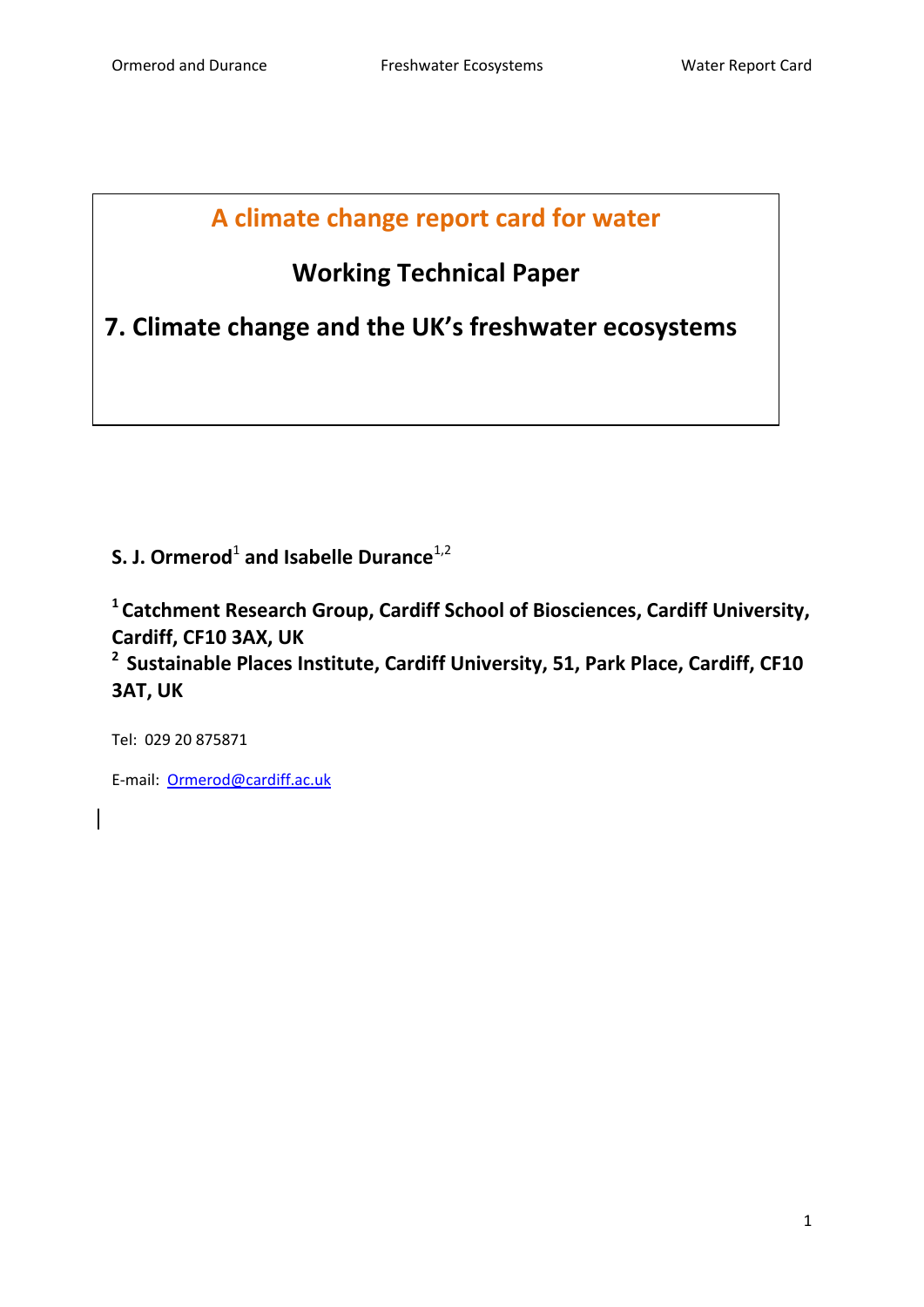# A climate change report card for water

## Working Technical Paper

## 7. Climate change and the UK's freshwater ecosystems

**S. J. Ormerod[1] and Isabelle Durance[1,2]**

**[1] Catchment Research Group, Cardiff School of Biosciences, Cardiff University, Cardiff, CF10 3AX, UK**
**[2] Sustainable Places Institute, Cardiff University, 51, Park Place, Cardiff, CF10 3AT, UK**

Tel: 029 20 875871

E-mail: Ormerod@cardiff.ac.uk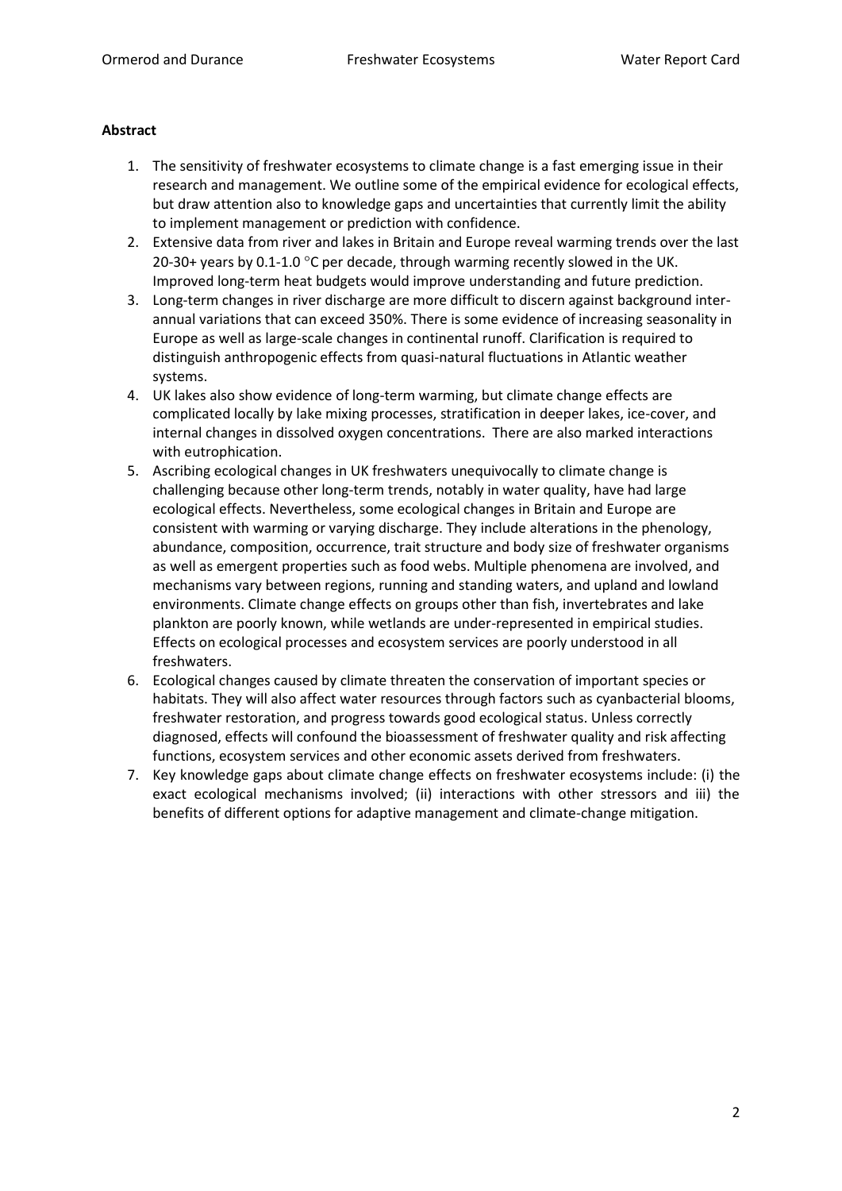**Abstract**

1. The sensitivity of freshwater ecosystems to climate change is a fast emerging issue in their research and management. We outline some of the empirical evidence for ecological effects, but draw attention also to knowledge gaps and uncertainties that currently limit the ability to implement management or prediction with confidence.
2. Extensive data from river and lakes in Britain and Europe reveal warming trends over the last 20-30+ years by 0.1-1.0 °C per decade, through warming recently slowed in the UK. Improved long-term heat budgets would improve understanding and future prediction.
3. Long-term changes in river discharge are more difficult to discern against background inter-annual variations that can exceed 350%. There is some evidence of increasing seasonality in Europe as well as large-scale changes in continental runoff. Clarification is required to distinguish anthropogenic effects from quasi-natural fluctuations in Atlantic weather systems.
4. UK lakes also show evidence of long-term warming, but climate change effects are complicated locally by lake mixing processes, stratification in deeper lakes, ice-cover, and internal changes in dissolved oxygen concentrations. There are also marked interactions with eutrophication.
5. Ascribing ecological changes in UK freshwaters unequivocally to climate change is challenging because other long-term trends, notably in water quality, have had large ecological effects. Nevertheless, some ecological changes in Britain and Europe are consistent with warming or varying discharge. They include alterations in the phenology, abundance, composition, occurrence, trait structure and body size of freshwater organisms as well as emergent properties such as food webs. Multiple phenomena are involved, and mechanisms vary between regions, running and standing waters, and upland and lowland environments. Climate change effects on groups other than fish, invertebrates and lake plankton are poorly known, while wetlands are under-represented in empirical studies. Effects on ecological processes and ecosystem services are poorly understood in all freshwaters.
6. Ecological changes caused by climate threaten the conservation of important species or habitats. They will also affect water resources through factors such as cyanbacterial blooms, freshwater restoration, and progress towards good ecological status. Unless correctly diagnosed, effects will confound the bioassessment of freshwater quality and risk affecting functions, ecosystem services and other economic assets derived from freshwaters.
7. Key knowledge gaps about climate change effects on freshwater ecosystems include: (i) the exact ecological mechanisms involved; (ii) interactions with other stressors and iii) the benefits of different options for adaptive management and climate-change mitigation.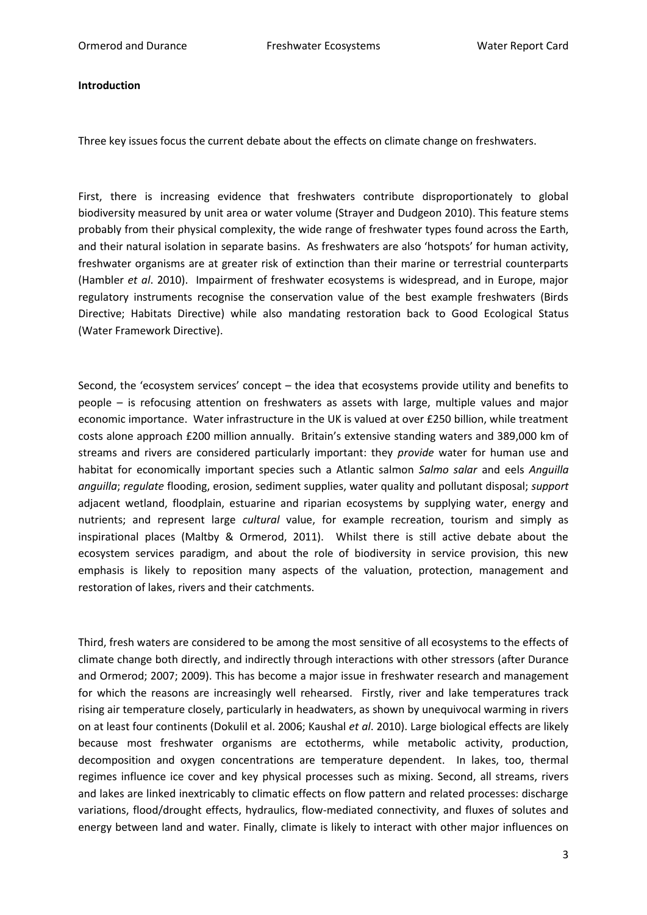**Introduction**

Three key issues focus the current debate about the effects on climate change on freshwaters.

First, there is increasing evidence that freshwaters contribute disproportionately to global biodiversity measured by unit area or water volume (Strayer and Dudgeon 2010). This feature stems probably from their physical complexity, the wide range of freshwater types found across the Earth, and their natural isolation in separate basins. As freshwaters are also 'hotspots' for human activity, freshwater organisms are at greater risk of extinction than their marine or terrestrial counterparts (Hambler *et al*. 2010). Impairment of freshwater ecosystems is widespread, and in Europe, major regulatory instruments recognise the conservation value of the best example freshwaters (Birds Directive; Habitats Directive) while also mandating restoration back to Good Ecological Status (Water Framework Directive).

Second, the 'ecosystem services' concept – the idea that ecosystems provide utility and benefits to people – is refocusing attention on freshwaters as assets with large, multiple values and major economic importance. Water infrastructure in the UK is valued at over £250 billion, while treatment costs alone approach £200 million annually. Britain's extensive standing waters and 389,000 km of streams and rivers are considered particularly important: they *provide* water for human use and habitat for economically important species such a Atlantic salmon *Salmo salar* and eels *Anguilla anguilla*; *regulate* flooding, erosion, sediment supplies, water quality and pollutant disposal; *support* adjacent wetland, floodplain, estuarine and riparian ecosystems by supplying water, energy and nutrients; and represent large *cultural* value, for example recreation, tourism and simply as inspirational places (Maltby & Ormerod, 2011). Whilst there is still active debate about the ecosystem services paradigm, and about the role of biodiversity in service provision, this new emphasis is likely to reposition many aspects of the valuation, protection, management and restoration of lakes, rivers and their catchments.

Third, fresh waters are considered to be among the most sensitive of all ecosystems to the effects of climate change both directly, and indirectly through interactions with other stressors (after Durance and Ormerod; 2007; 2009). This has become a major issue in freshwater research and management for which the reasons are increasingly well rehearsed. Firstly, river and lake temperatures track rising air temperature closely, particularly in headwaters, as shown by unequivocal warming in rivers on at least four continents (Dokulil et al. 2006; Kaushal *et al*. 2010). Large biological effects are likely because most freshwater organisms are ectotherms, while metabolic activity, production, decomposition and oxygen concentrations are temperature dependent. In lakes, too, thermal regimes influence ice cover and key physical processes such as mixing. Second, all streams, rivers and lakes are linked inextricably to climatic effects on flow pattern and related processes: discharge variations, flood/drought effects, hydraulics, flow-mediated connectivity, and fluxes of solutes and energy between land and water. Finally, climate is likely to interact with other major influences on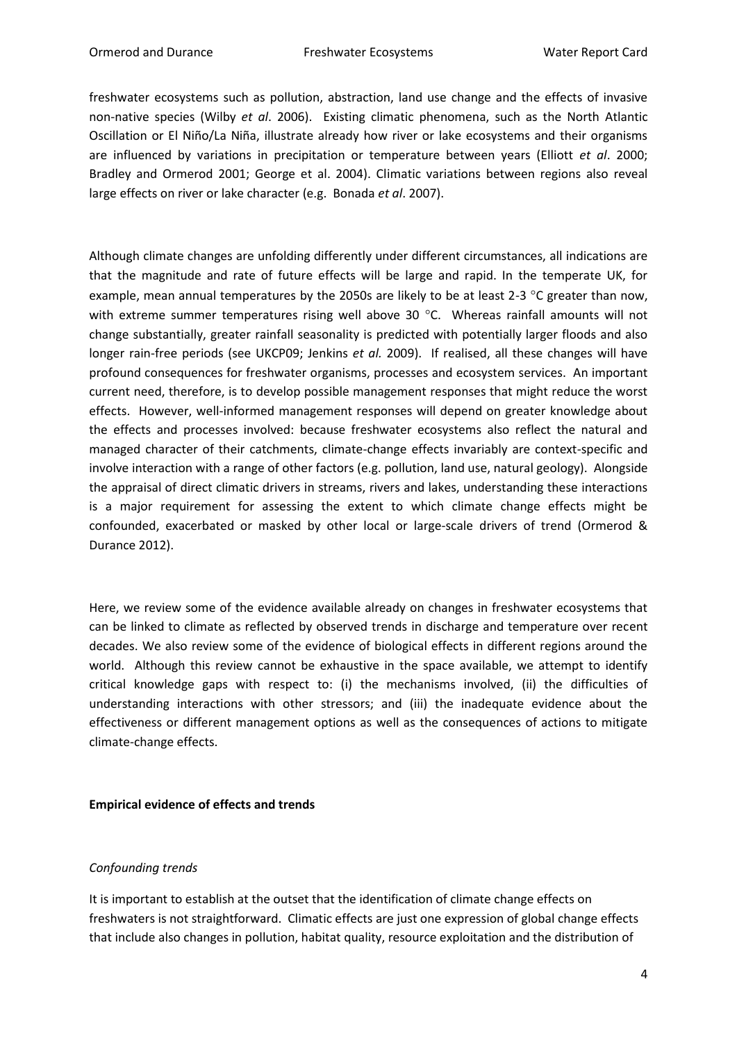freshwater ecosystems such as pollution, abstraction, land use change and the effects of invasive non-native species (Wilby *et al*. 2006). Existing climatic phenomena, such as the North Atlantic Oscillation or El Niño/La Niña, illustrate already how river or lake ecosystems and their organisms are influenced by variations in precipitation or temperature between years (Elliott *et al*. 2000; Bradley and Ormerod 2001; George et al. 2004). Climatic variations between regions also reveal large effects on river or lake character (e.g. Bonada *et al*. 2007).

Although climate changes are unfolding differently under different circumstances, all indications are that the magnitude and rate of future effects will be large and rapid. In the temperate UK, for example, mean annual temperatures by the 2050s are likely to be at least 2-3 °C greater than now, with extreme summer temperatures rising well above 30 °C. Whereas rainfall amounts will not change substantially, greater rainfall seasonality is predicted with potentially larger floods and also longer rain-free periods (see UKCP09; Jenkins *et al.* 2009). If realised, all these changes will have profound consequences for freshwater organisms, processes and ecosystem services. An important current need, therefore, is to develop possible management responses that might reduce the worst effects. However, well-informed management responses will depend on greater knowledge about the effects and processes involved: because freshwater ecosystems also reflect the natural and managed character of their catchments, climate-change effects invariably are context-specific and involve interaction with a range of other factors (e.g. pollution, land use, natural geology). Alongside the appraisal of direct climatic drivers in streams, rivers and lakes, understanding these interactions is a major requirement for assessing the extent to which climate change effects might be confounded, exacerbated or masked by other local or large-scale drivers of trend (Ormerod & Durance 2012).

Here, we review some of the evidence available already on changes in freshwater ecosystems that can be linked to climate as reflected by observed trends in discharge and temperature over recent decades. We also review some of the evidence of biological effects in different regions around the world. Although this review cannot be exhaustive in the space available, we attempt to identify critical knowledge gaps with respect to: (i) the mechanisms involved, (ii) the difficulties of understanding interactions with other stressors; and (iii) the inadequate evidence about the effectiveness or different management options as well as the consequences of actions to mitigate climate-change effects.

**Empirical evidence of effects and trends**

*Confounding trends*

It is important to establish at the outset that the identification of climate change effects on freshwaters is not straightforward. Climatic effects are just one expression of global change effects that include also changes in pollution, habitat quality, resource exploitation and the distribution of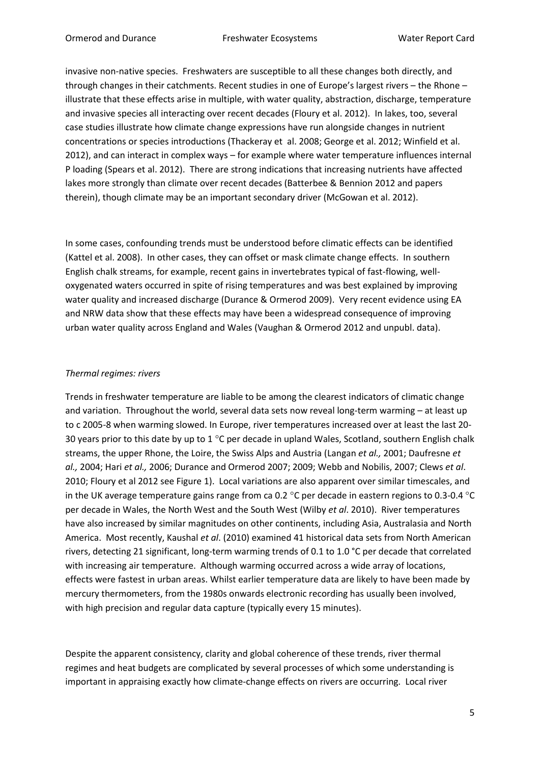invasive non-native species. Freshwaters are susceptible to all these changes both directly, and through changes in their catchments. Recent studies in one of Europe's largest rivers – the Rhone – illustrate that these effects arise in multiple, with water quality, abstraction, discharge, temperature and invasive species all interacting over recent decades (Floury et al. 2012). In lakes, too, several case studies illustrate how climate change expressions have run alongside changes in nutrient concentrations or species introductions (Thackeray et al. 2008; George et al. 2012; Winfield et al. 2012), and can interact in complex ways – for example where water temperature influences internal P loading (Spears et al. 2012). There are strong indications that increasing nutrients have affected lakes more strongly than climate over recent decades (Batterbee & Bennion 2012 and papers therein), though climate may be an important secondary driver (McGowan et al. 2012).

In some cases, confounding trends must be understood before climatic effects can be identified (Kattel et al. 2008). In other cases, they can offset or mask climate change effects. In southern English chalk streams, for example, recent gains in invertebrates typical of fast-flowing, well-oxygenated waters occurred in spite of rising temperatures and was best explained by improving water quality and increased discharge (Durance & Ormerod 2009). Very recent evidence using EA and NRW data show that these effects may have been a widespread consequence of improving urban water quality across England and Wales (Vaughan & Ormerod 2012 and unpubl. data).

*Thermal regimes: rivers*

Trends in freshwater temperature are liable to be among the clearest indicators of climatic change and variation. Throughout the world, several data sets now reveal long-term warming – at least up to c 2005-8 when warming slowed. In Europe, river temperatures increased over at least the last 20-30 years prior to this date by up to 1 °C per decade in upland Wales, Scotland, southern English chalk streams, the upper Rhone, the Loire, the Swiss Alps and Austria (Langan *et al.,* 2001; Daufresne *et al.,* 2004; Hari *et al.,* 2006; Durance and Ormerod 2007; 2009; Webb and Nobilis, 2007; Clews *et al*. 2010; Floury et al 2012 see Figure 1). Local variations are also apparent over similar timescales, and in the UK average temperature gains range from ca 0.2 °C per decade in eastern regions to 0.3-0.4 °C per decade in Wales, the North West and the South West (Wilby *et al*. 2010). River temperatures have also increased by similar magnitudes on other continents, including Asia, Australasia and North America. Most recently, Kaushal *et al*. (2010) examined 41 historical data sets from North American rivers, detecting 21 significant, long-term warming trends of 0.1 to 1.0 °C per decade that correlated with increasing air temperature. Although warming occurred across a wide array of locations, effects were fastest in urban areas. Whilst earlier temperature data are likely to have been made by mercury thermometers, from the 1980s onwards electronic recording has usually been involved, with high precision and regular data capture (typically every 15 minutes).

Despite the apparent consistency, clarity and global coherence of these trends, river thermal regimes and heat budgets are complicated by several processes of which some understanding is important in appraising exactly how climate-change effects on rivers are occurring. Local river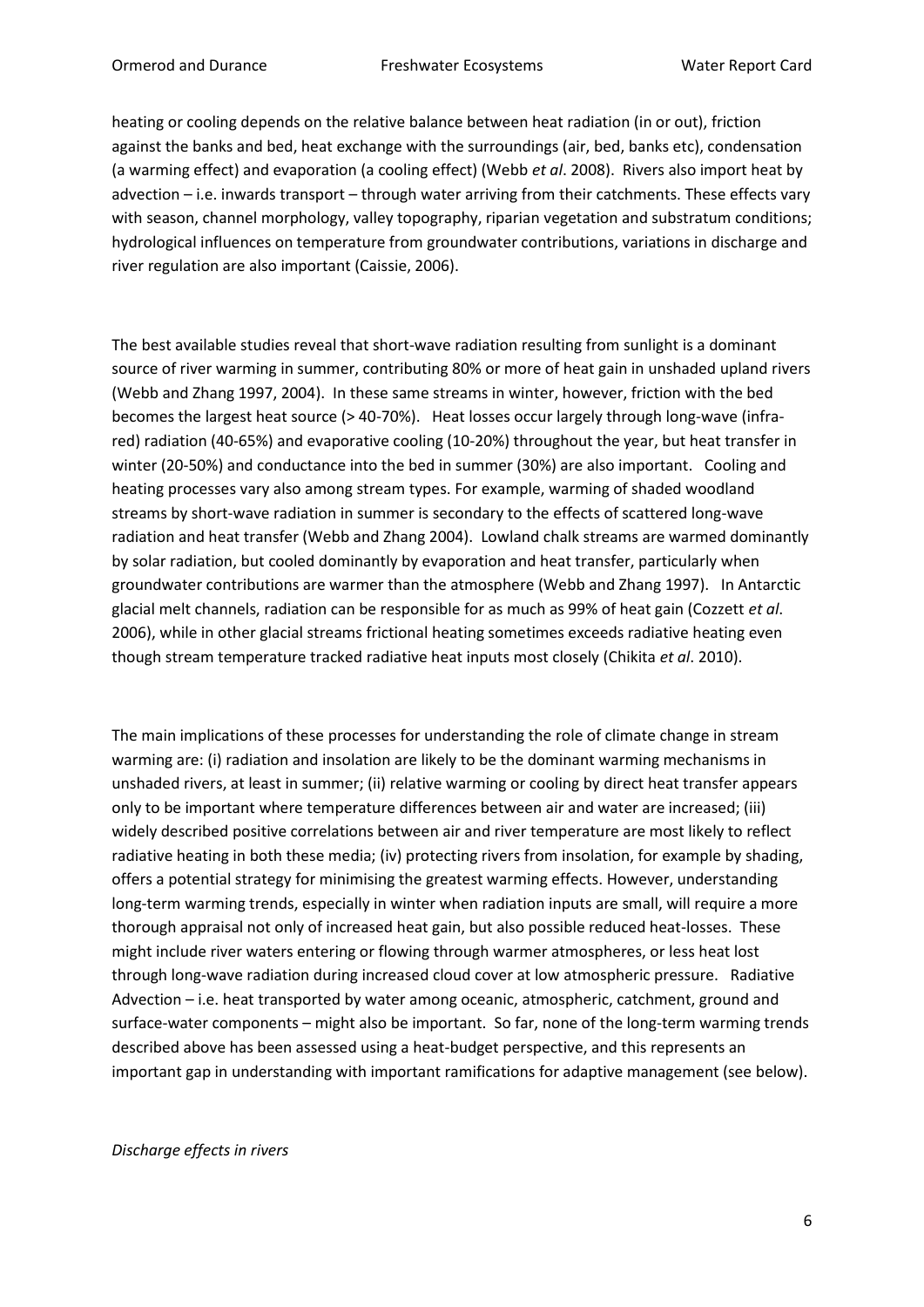heating or cooling depends on the relative balance between heat radiation (in or out), friction against the banks and bed, heat exchange with the surroundings (air, bed, banks etc), condensation (a warming effect) and evaporation (a cooling effect) (Webb *et al*. 2008). Rivers also import heat by advection – i.e. inwards transport – through water arriving from their catchments. These effects vary with season, channel morphology, valley topography, riparian vegetation and substratum conditions; hydrological influences on temperature from groundwater contributions, variations in discharge and river regulation are also important (Caissie, 2006).

The best available studies reveal that short-wave radiation resulting from sunlight is a dominant source of river warming in summer, contributing 80% or more of heat gain in unshaded upland rivers (Webb and Zhang 1997, 2004). In these same streams in winter, however, friction with the bed becomes the largest heat source (> 40-70%). Heat losses occur largely through long-wave (infra-red) radiation (40-65%) and evaporative cooling (10-20%) throughout the year, but heat transfer in winter (20-50%) and conductance into the bed in summer (30%) are also important. Cooling and heating processes vary also among stream types. For example, warming of shaded woodland streams by short-wave radiation in summer is secondary to the effects of scattered long-wave radiation and heat transfer (Webb and Zhang 2004). Lowland chalk streams are warmed dominantly by solar radiation, but cooled dominantly by evaporation and heat transfer, particularly when groundwater contributions are warmer than the atmosphere (Webb and Zhang 1997). In Antarctic glacial melt channels, radiation can be responsible for as much as 99% of heat gain (Cozzett *et al*. 2006), while in other glacial streams frictional heating sometimes exceeds radiative heating even though stream temperature tracked radiative heat inputs most closely (Chikita *et al*. 2010).

The main implications of these processes for understanding the role of climate change in stream warming are: (i) radiation and insolation are likely to be the dominant warming mechanisms in unshaded rivers, at least in summer; (ii) relative warming or cooling by direct heat transfer appears only to be important where temperature differences between air and water are increased; (iii) widely described positive correlations between air and river temperature are most likely to reflect radiative heating in both these media; (iv) protecting rivers from insolation, for example by shading, offers a potential strategy for minimising the greatest warming effects. However, understanding long-term warming trends, especially in winter when radiation inputs are small, will require a more thorough appraisal not only of increased heat gain, but also possible reduced heat-losses. These might include river waters entering or flowing through warmer atmospheres, or less heat lost through long-wave radiation during increased cloud cover at low atmospheric pressure. Radiative Advection – i.e. heat transported by water among oceanic, atmospheric, catchment, ground and surface-water components – might also be important. So far, none of the long-term warming trends described above has been assessed using a heat-budget perspective, and this represents an important gap in understanding with important ramifications for adaptive management (see below).

*Discharge effects in rivers*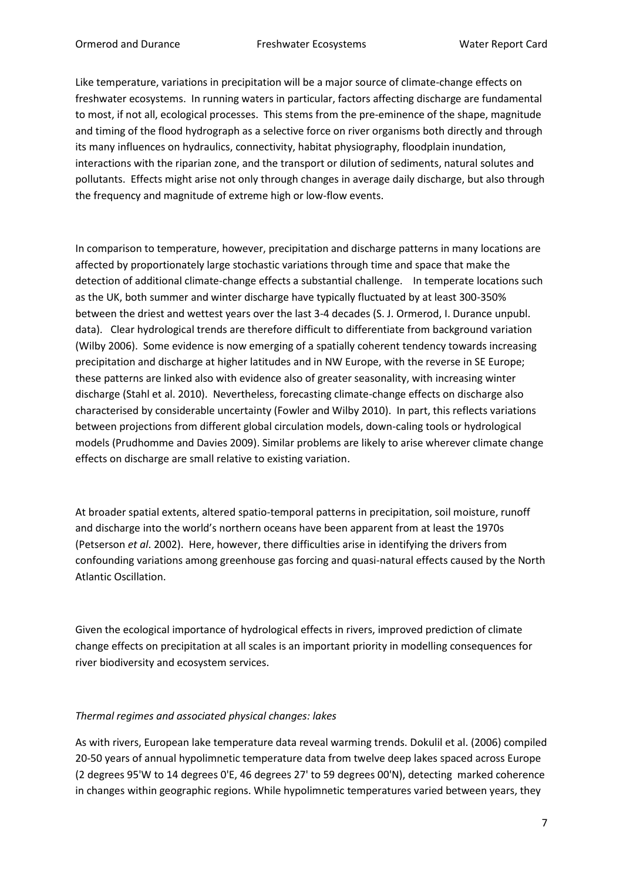Like temperature, variations in precipitation will be a major source of climate-change effects on freshwater ecosystems. In running waters in particular, factors affecting discharge are fundamental to most, if not all, ecological processes. This stems from the pre-eminence of the shape, magnitude and timing of the flood hydrograph as a selective force on river organisms both directly and through its many influences on hydraulics, connectivity, habitat physiography, floodplain inundation, interactions with the riparian zone, and the transport or dilution of sediments, natural solutes and pollutants. Effects might arise not only through changes in average daily discharge, but also through the frequency and magnitude of extreme high or low-flow events.

In comparison to temperature, however, precipitation and discharge patterns in many locations are affected by proportionately large stochastic variations through time and space that make the detection of additional climate-change effects a substantial challenge. In temperate locations such as the UK, both summer and winter discharge have typically fluctuated by at least 300-350% between the driest and wettest years over the last 3-4 decades (S. J. Ormerod, I. Durance unpubl. data). Clear hydrological trends are therefore difficult to differentiate from background variation (Wilby 2006). Some evidence is now emerging of a spatially coherent tendency towards increasing precipitation and discharge at higher latitudes and in NW Europe, with the reverse in SE Europe; these patterns are linked also with evidence also of greater seasonality, with increasing winter discharge (Stahl et al. 2010). Nevertheless, forecasting climate-change effects on discharge also characterised by considerable uncertainty (Fowler and Wilby 2010). In part, this reflects variations between projections from different global circulation models, down-caling tools or hydrological models (Prudhomme and Davies 2009). Similar problems are likely to arise wherever climate change effects on discharge are small relative to existing variation.

At broader spatial extents, altered spatio-temporal patterns in precipitation, soil moisture, runoff and discharge into the world's northern oceans have been apparent from at least the 1970s (Petserson *et al*. 2002). Here, however, there difficulties arise in identifying the drivers from confounding variations among greenhouse gas forcing and quasi-natural effects caused by the North Atlantic Oscillation.

Given the ecological importance of hydrological effects in rivers, improved prediction of climate change effects on precipitation at all scales is an important priority in modelling consequences for river biodiversity and ecosystem services.

*Thermal regimes and associated physical changes: lakes*

As with rivers, European lake temperature data reveal warming trends. Dokulil et al. (2006) compiled 20-50 years of annual hypolimnetic temperature data from twelve deep lakes spaced across Europe (2 degrees 95'W to 14 degrees 0'E, 46 degrees 27' to 59 degrees 00'N), detecting marked coherence in changes within geographic regions. While hypolimnetic temperatures varied between years, they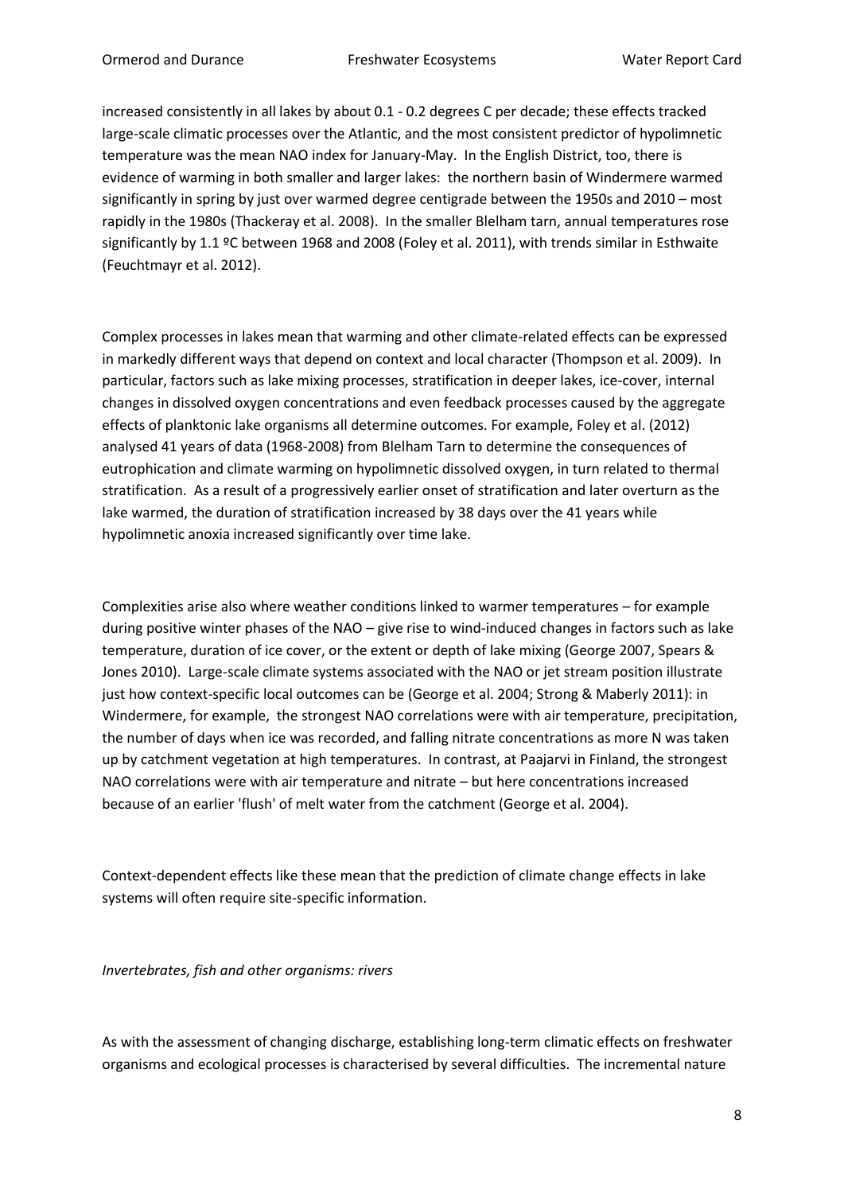increased consistently in all lakes by about 0.1 - 0.2 degrees C per decade; these effects tracked large-scale climatic processes over the Atlantic, and the most consistent predictor of hypolimnetic temperature was the mean NAO index for January-May. In the English District, too, there is evidence of warming in both smaller and larger lakes: the northern basin of Windermere warmed significantly in spring by just over warmed degree centigrade between the 1950s and 2010 – most rapidly in the 1980s (Thackeray et al. 2008). In the smaller Blelham tarn, annual temperatures rose significantly by 1.1 ºC between 1968 and 2008 (Foley et al. 2011), with trends similar in Esthwaite (Feuchtmayr et al. 2012).

Complex processes in lakes mean that warming and other climate-related effects can be expressed in markedly different ways that depend on context and local character (Thompson et al. 2009). In particular, factors such as lake mixing processes, stratification in deeper lakes, ice-cover, internal changes in dissolved oxygen concentrations and even feedback processes caused by the aggregate effects of planktonic lake organisms all determine outcomes. For example, Foley et al. (2012) analysed 41 years of data (1968-2008) from Blelham Tarn to determine the consequences of eutrophication and climate warming on hypolimnetic dissolved oxygen, in turn related to thermal stratification. As a result of a progressively earlier onset of stratification and later overturn as the lake warmed, the duration of stratification increased by 38 days over the 41 years while hypolimnetic anoxia increased significantly over time lake.

Complexities arise also where weather conditions linked to warmer temperatures – for example during positive winter phases of the NAO – give rise to wind-induced changes in factors such as lake temperature, duration of ice cover, or the extent or depth of lake mixing (George 2007, Spears & Jones 2010). Large-scale climate systems associated with the NAO or jet stream position illustrate just how context-specific local outcomes can be (George et al. 2004; Strong & Maberly 2011): in Windermere, for example, the strongest NAO correlations were with air temperature, precipitation, the number of days when ice was recorded, and falling nitrate concentrations as more N was taken up by catchment vegetation at high temperatures. In contrast, at Paajarvi in Finland, the strongest NAO correlations were with air temperature and nitrate – but here concentrations increased because of an earlier 'flush' of melt water from the catchment (George et al. 2004).

Context-dependent effects like these mean that the prediction of climate change effects in lake systems will often require site-specific information.

*Invertebrates, fish and other organisms: rivers*

As with the assessment of changing discharge, establishing long-term climatic effects on freshwater organisms and ecological processes is characterised by several difficulties. The incremental nature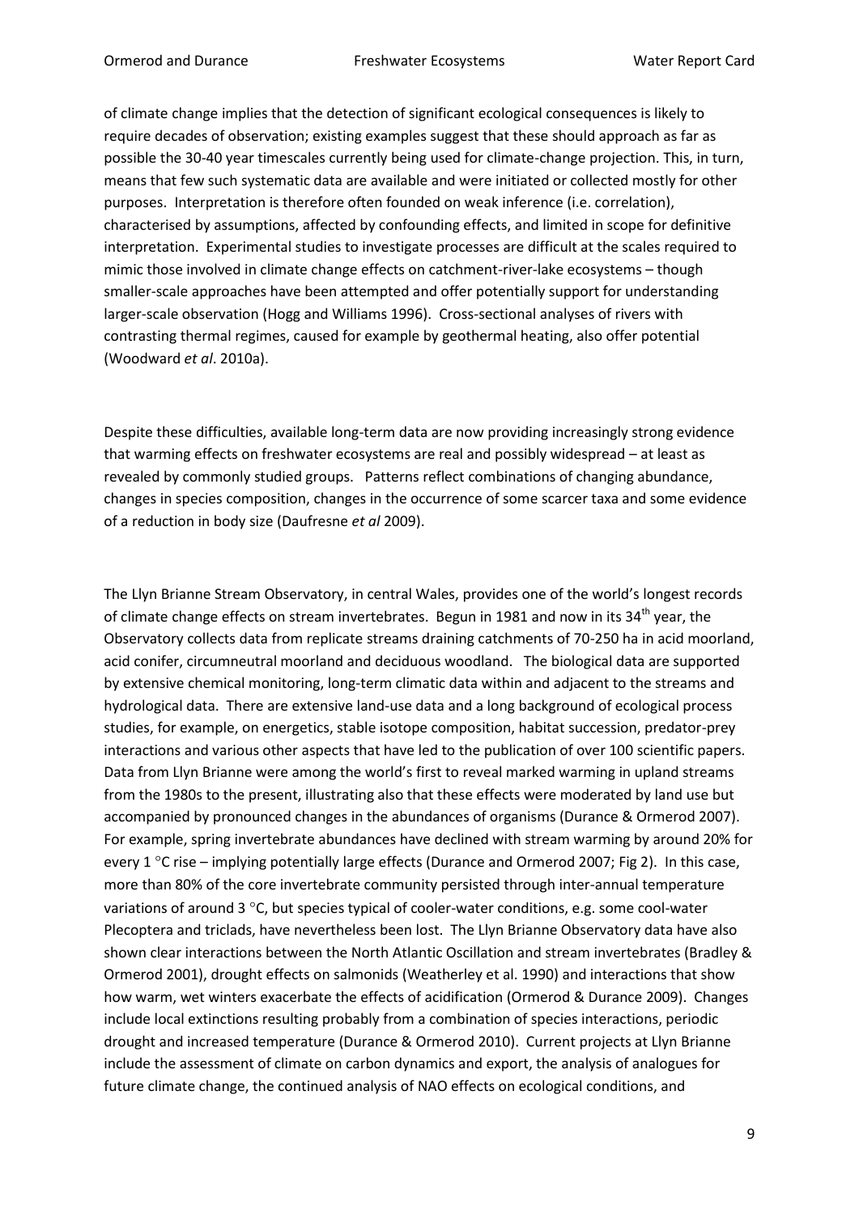of climate change implies that the detection of significant ecological consequences is likely to require decades of observation; existing examples suggest that these should approach as far as possible the 30-40 year timescales currently being used for climate-change projection. This, in turn, means that few such systematic data are available and were initiated or collected mostly for other purposes. Interpretation is therefore often founded on weak inference (i.e. correlation), characterised by assumptions, affected by confounding effects, and limited in scope for definitive interpretation. Experimental studies to investigate processes are difficult at the scales required to mimic those involved in climate change effects on catchment-river-lake ecosystems – though smaller-scale approaches have been attempted and offer potentially support for understanding larger-scale observation (Hogg and Williams 1996). Cross-sectional analyses of rivers with contrasting thermal regimes, caused for example by geothermal heating, also offer potential (Woodward *et al*. 2010a).

Despite these difficulties, available long-term data are now providing increasingly strong evidence that warming effects on freshwater ecosystems are real and possibly widespread – at least as revealed by commonly studied groups. Patterns reflect combinations of changing abundance, changes in species composition, changes in the occurrence of some scarcer taxa and some evidence of a reduction in body size (Daufresne *et al* 2009).

The Llyn Brianne Stream Observatory, in central Wales, provides one of the world's longest records of climate change effects on stream invertebrates. Begun in 1981 and now in its 34$^{th}$ year, the Observatory collects data from replicate streams draining catchments of 70-250 ha in acid moorland, acid conifer, circumneutral moorland and deciduous woodland. The biological data are supported by extensive chemical monitoring, long-term climatic data within and adjacent to the streams and hydrological data. There are extensive land-use data and a long background of ecological process studies, for example, on energetics, stable isotope composition, habitat succession, predator-prey interactions and various other aspects that have led to the publication of over 100 scientific papers. Data from Llyn Brianne were among the world's first to reveal marked warming in upland streams from the 1980s to the present, illustrating also that these effects were moderated by land use but accompanied by pronounced changes in the abundances of organisms (Durance & Ormerod 2007). For example, spring invertebrate abundances have declined with stream warming by around 20% for every 1 °C rise – implying potentially large effects (Durance and Ormerod 2007; Fig 2). In this case, more than 80% of the core invertebrate community persisted through inter-annual temperature variations of around 3 °C, but species typical of cooler-water conditions, e.g. some cool-water Plecoptera and triclads, have nevertheless been lost. The Llyn Brianne Observatory data have also shown clear interactions between the North Atlantic Oscillation and stream invertebrates (Bradley & Ormerod 2001), drought effects on salmonids (Weatherley et al. 1990) and interactions that show how warm, wet winters exacerbate the effects of acidification (Ormerod & Durance 2009). Changes include local extinctions resulting probably from a combination of species interactions, periodic drought and increased temperature (Durance & Ormerod 2010). Current projects at Llyn Brianne include the assessment of climate on carbon dynamics and export, the analysis of analogues for future climate change, the continued analysis of NAO effects on ecological conditions, and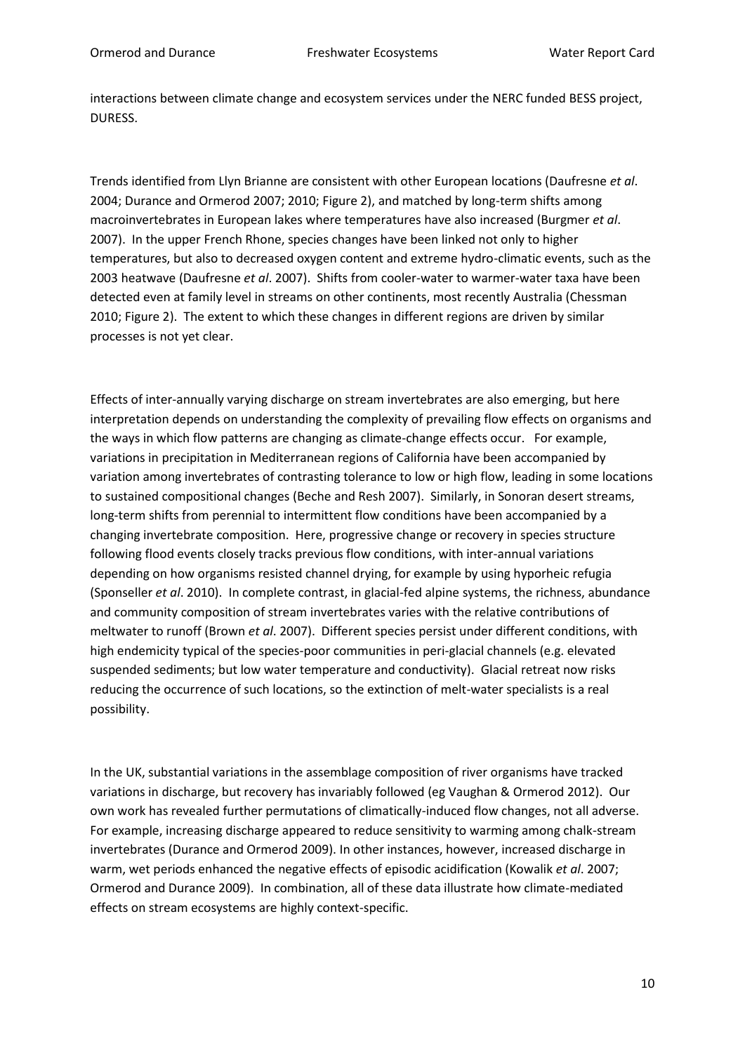interactions between climate change and ecosystem services under the NERC funded BESS project, DURESS.

Trends identified from Llyn Brianne are consistent with other European locations (Daufresne *et al*. 2004; Durance and Ormerod 2007; 2010; Figure 2), and matched by long-term shifts among macroinvertebrates in European lakes where temperatures have also increased (Burgmer *et al*. 2007). In the upper French Rhone, species changes have been linked not only to higher temperatures, but also to decreased oxygen content and extreme hydro-climatic events, such as the 2003 heatwave (Daufresne *et al*. 2007). Shifts from cooler-water to warmer-water taxa have been detected even at family level in streams on other continents, most recently Australia (Chessman 2010; Figure 2). The extent to which these changes in different regions are driven by similar processes is not yet clear.

Effects of inter-annually varying discharge on stream invertebrates are also emerging, but here interpretation depends on understanding the complexity of prevailing flow effects on organisms and the ways in which flow patterns are changing as climate-change effects occur. For example, variations in precipitation in Mediterranean regions of California have been accompanied by variation among invertebrates of contrasting tolerance to low or high flow, leading in some locations to sustained compositional changes (Beche and Resh 2007). Similarly, in Sonoran desert streams, long-term shifts from perennial to intermittent flow conditions have been accompanied by a changing invertebrate composition. Here, progressive change or recovery in species structure following flood events closely tracks previous flow conditions, with inter-annual variations depending on how organisms resisted channel drying, for example by using hyporheic refugia (Sponseller *et al*. 2010). In complete contrast, in glacial-fed alpine systems, the richness, abundance and community composition of stream invertebrates varies with the relative contributions of meltwater to runoff (Brown *et al*. 2007). Different species persist under different conditions, with high endemicity typical of the species-poor communities in peri-glacial channels (e.g. elevated suspended sediments; but low water temperature and conductivity). Glacial retreat now risks reducing the occurrence of such locations, so the extinction of melt-water specialists is a real possibility.

In the UK, substantial variations in the assemblage composition of river organisms have tracked variations in discharge, but recovery has invariably followed (eg Vaughan & Ormerod 2012). Our own work has revealed further permutations of climatically-induced flow changes, not all adverse. For example, increasing discharge appeared to reduce sensitivity to warming among chalk-stream invertebrates (Durance and Ormerod 2009). In other instances, however, increased discharge in warm, wet periods enhanced the negative effects of episodic acidification (Kowalik *et al*. 2007; Ormerod and Durance 2009). In combination, all of these data illustrate how climate-mediated effects on stream ecosystems are highly context-specific.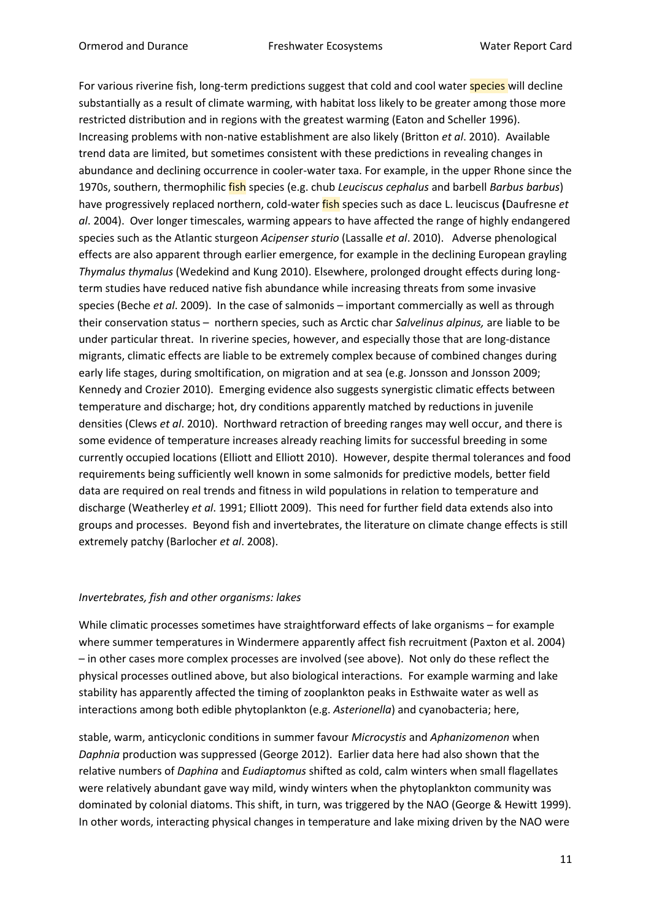For various riverine fish, long-term predictions suggest that cold and cool water species will decline substantially as a result of climate warming, with habitat loss likely to be greater among those more restricted distribution and in regions with the greatest warming (Eaton and Scheller 1996). Increasing problems with non-native establishment are also likely (Britton *et al*. 2010). Available trend data are limited, but sometimes consistent with these predictions in revealing changes in abundance and declining occurrence in cooler-water taxa. For example, in the upper Rhone since the 1970s, southern, thermophilic fish species (e.g. chub *Leuciscus cephalus* and barbell *Barbus barbus*) have progressively replaced northern, cold-water fish species such as dace L. leuciscus **(**Daufresne *et al*. 2004). Over longer timescales, warming appears to have affected the range of highly endangered species such as the Atlantic sturgeon *Acipenser sturio* (Lassalle *et al*. 2010). Adverse phenological effects are also apparent through earlier emergence, for example in the declining European grayling *Thymalus thymalus* (Wedekind and Kung 2010). Elsewhere, prolonged drought effects during long-term studies have reduced native fish abundance while increasing threats from some invasive species (Beche *et al*. 2009). In the case of salmonids – important commercially as well as through their conservation status – northern species, such as Arctic char *Salvelinus alpinus,* are liable to be under particular threat. In riverine species, however, and especially those that are long-distance migrants, climatic effects are liable to be extremely complex because of combined changes during early life stages, during smoltification, on migration and at sea (e.g. Jonsson and Jonsson 2009; Kennedy and Crozier 2010). Emerging evidence also suggests synergistic climatic effects between temperature and discharge; hot, dry conditions apparently matched by reductions in juvenile densities (Clews *et al*. 2010). Northward retraction of breeding ranges may well occur, and there is some evidence of temperature increases already reaching limits for successful breeding in some currently occupied locations (Elliott and Elliott 2010). However, despite thermal tolerances and food requirements being sufficiently well known in some salmonids for predictive models, better field data are required on real trends and fitness in wild populations in relation to temperature and discharge (Weatherley *et al*. 1991; Elliott 2009). This need for further field data extends also into groups and processes. Beyond fish and invertebrates, the literature on climate change effects is still extremely patchy (Barlocher *et al*. 2008).

*Invertebrates, fish and other organisms: lakes*

While climatic processes sometimes have straightforward effects of lake organisms – for example where summer temperatures in Windermere apparently affect fish recruitment (Paxton et al. 2004) – in other cases more complex processes are involved (see above). Not only do these reflect the physical processes outlined above, but also biological interactions. For example warming and lake stability has apparently affected the timing of zooplankton peaks in Esthwaite water as well as interactions among both edible phytoplankton (e.g. *Asterionella*) and cyanobacteria; here,

stable, warm, anticyclonic conditions in summer favour *Microcystis* and *Aphanizomenon* when *Daphnia* production was suppressed (George 2012). Earlier data here had also shown that the relative numbers of *Daphina* and *Eudiaptomus* shifted as cold, calm winters when small flagellates were relatively abundant gave way mild, windy winters when the phytoplankton community was dominated by colonial diatoms. This shift, in turn, was triggered by the NAO (George & Hewitt 1999). In other words, interacting physical changes in temperature and lake mixing driven by the NAO were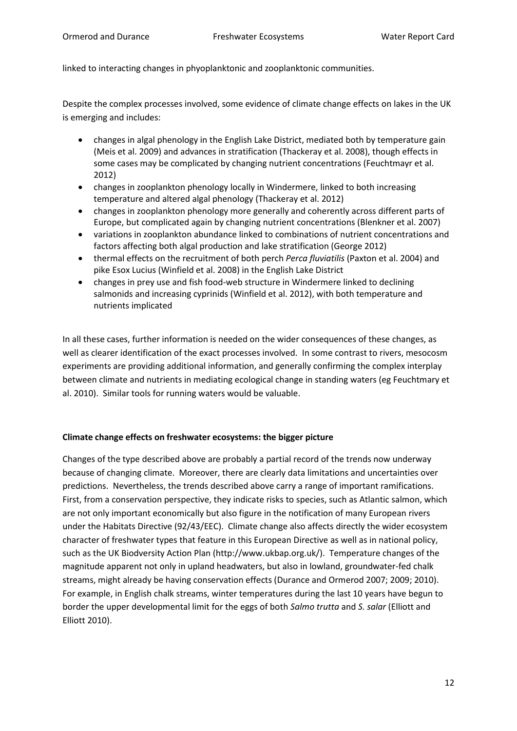linked to interacting changes in phyoplanktonic and zooplanktonic communities.

Despite the complex processes involved, some evidence of climate change effects on lakes in the UK is emerging and includes:

- changes in algal phenology in the English Lake District, mediated both by temperature gain (Meis et al. 2009) and advances in stratification (Thackeray et al. 2008), though effects in some cases may be complicated by changing nutrient concentrations (Feuchtmayr et al. 2012)
- changes in zooplankton phenology locally in Windermere, linked to both increasing temperature and altered algal phenology (Thackeray et al. 2012)
- changes in zooplankton phenology more generally and coherently across different parts of Europe, but complicated again by changing nutrient concentrations (Blenkner et al. 2007)
- variations in zooplankton abundance linked to combinations of nutrient concentrations and factors affecting both algal production and lake stratification (George 2012)
- thermal effects on the recruitment of both perch *Perca fluviatilis* (Paxton et al. 2004) and pike Esox Lucius (Winfield et al. 2008) in the English Lake District
- changes in prey use and fish food-web structure in Windermere linked to declining salmonids and increasing cyprinids (Winfield et al. 2012), with both temperature and nutrients implicated

In all these cases, further information is needed on the wider consequences of these changes, as well as clearer identification of the exact processes involved. In some contrast to rivers, mesocosm experiments are providing additional information, and generally confirming the complex interplay between climate and nutrients in mediating ecological change in standing waters (eg Feuchtmary et al. 2010). Similar tools for running waters would be valuable.

**Climate change effects on freshwater ecosystems: the bigger picture**

Changes of the type described above are probably a partial record of the trends now underway because of changing climate. Moreover, there are clearly data limitations and uncertainties over predictions. Nevertheless, the trends described above carry a range of important ramifications. First, from a conservation perspective, they indicate risks to species, such as Atlantic salmon, which are not only important economically but also figure in the notification of many European rivers under the Habitats Directive (92/43/EEC). Climate change also affects directly the wider ecosystem character of freshwater types that feature in this European Directive as well as in national policy, such as the UK Biodversity Action Plan (http://www.ukbap.org.uk/). Temperature changes of the magnitude apparent not only in upland headwaters, but also in lowland, groundwater-fed chalk streams, might already be having conservation effects (Durance and Ormerod 2007; 2009; 2010). For example, in English chalk streams, winter temperatures during the last 10 years have begun to border the upper developmental limit for the eggs of both *Salmo trutta* and *S. salar* (Elliott and Elliott 2010).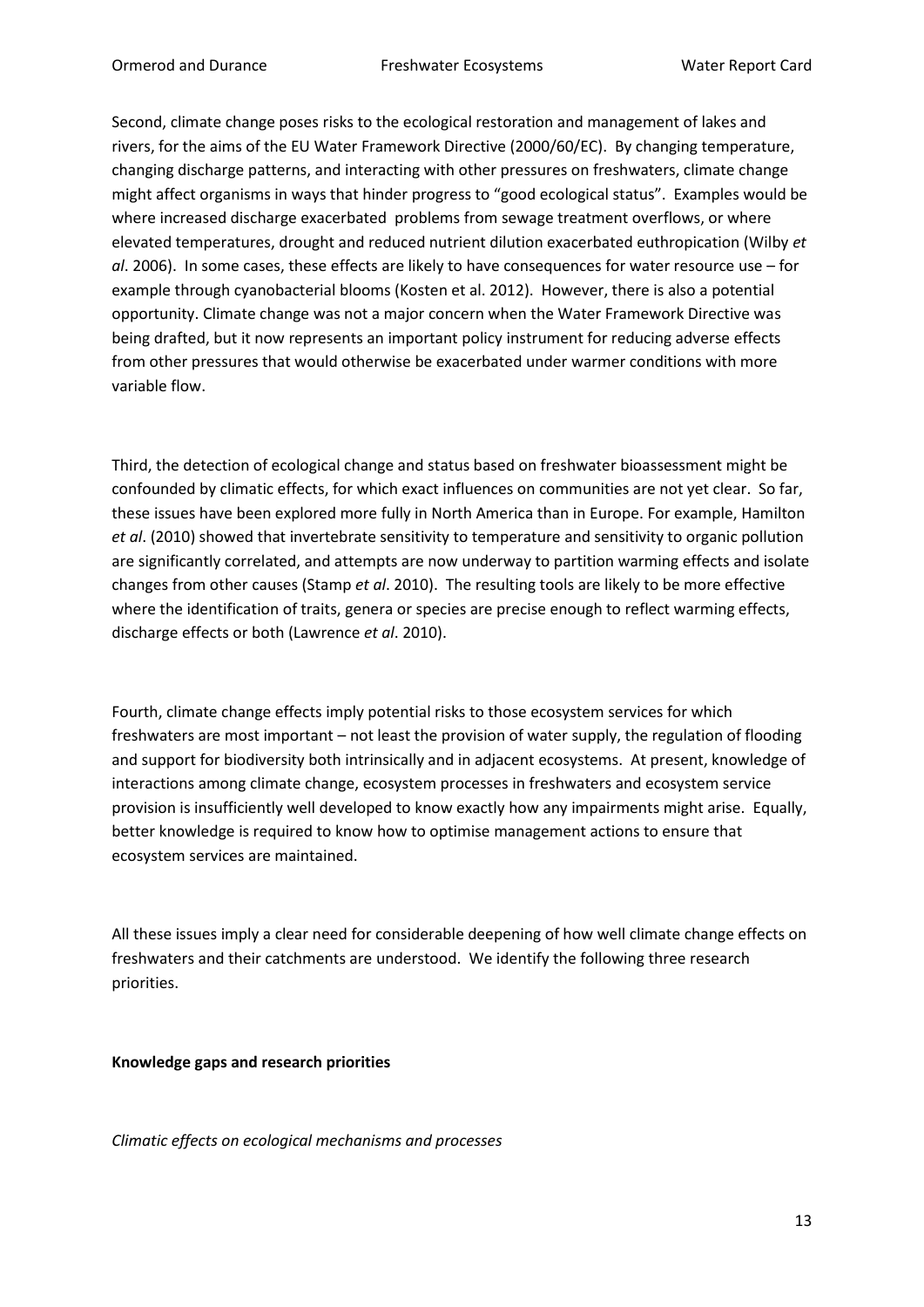Second, climate change poses risks to the ecological restoration and management of lakes and rivers, for the aims of the EU Water Framework Directive (2000/60/EC). By changing temperature, changing discharge patterns, and interacting with other pressures on freshwaters, climate change might affect organisms in ways that hinder progress to "good ecological status". Examples would be where increased discharge exacerbated problems from sewage treatment overflows, or where elevated temperatures, drought and reduced nutrient dilution exacerbated euthropication (Wilby *et al*. 2006). In some cases, these effects are likely to have consequences for water resource use – for example through cyanobacterial blooms (Kosten et al. 2012). However, there is also a potential opportunity. Climate change was not a major concern when the Water Framework Directive was being drafted, but it now represents an important policy instrument for reducing adverse effects from other pressures that would otherwise be exacerbated under warmer conditions with more variable flow.

Third, the detection of ecological change and status based on freshwater bioassessment might be confounded by climatic effects, for which exact influences on communities are not yet clear. So far, these issues have been explored more fully in North America than in Europe. For example, Hamilton *et al*. (2010) showed that invertebrate sensitivity to temperature and sensitivity to organic pollution are significantly correlated, and attempts are now underway to partition warming effects and isolate changes from other causes (Stamp *et al*. 2010). The resulting tools are likely to be more effective where the identification of traits, genera or species are precise enough to reflect warming effects, discharge effects or both (Lawrence *et al*. 2010).

Fourth, climate change effects imply potential risks to those ecosystem services for which freshwaters are most important – not least the provision of water supply, the regulation of flooding and support for biodiversity both intrinsically and in adjacent ecosystems. At present, knowledge of interactions among climate change, ecosystem processes in freshwaters and ecosystem service provision is insufficiently well developed to know exactly how any impairments might arise. Equally, better knowledge is required to know how to optimise management actions to ensure that ecosystem services are maintained.

All these issues imply a clear need for considerable deepening of how well climate change effects on freshwaters and their catchments are understood. We identify the following three research priorities.

**Knowledge gaps and research priorities**

*Climatic effects on ecological mechanisms and processes*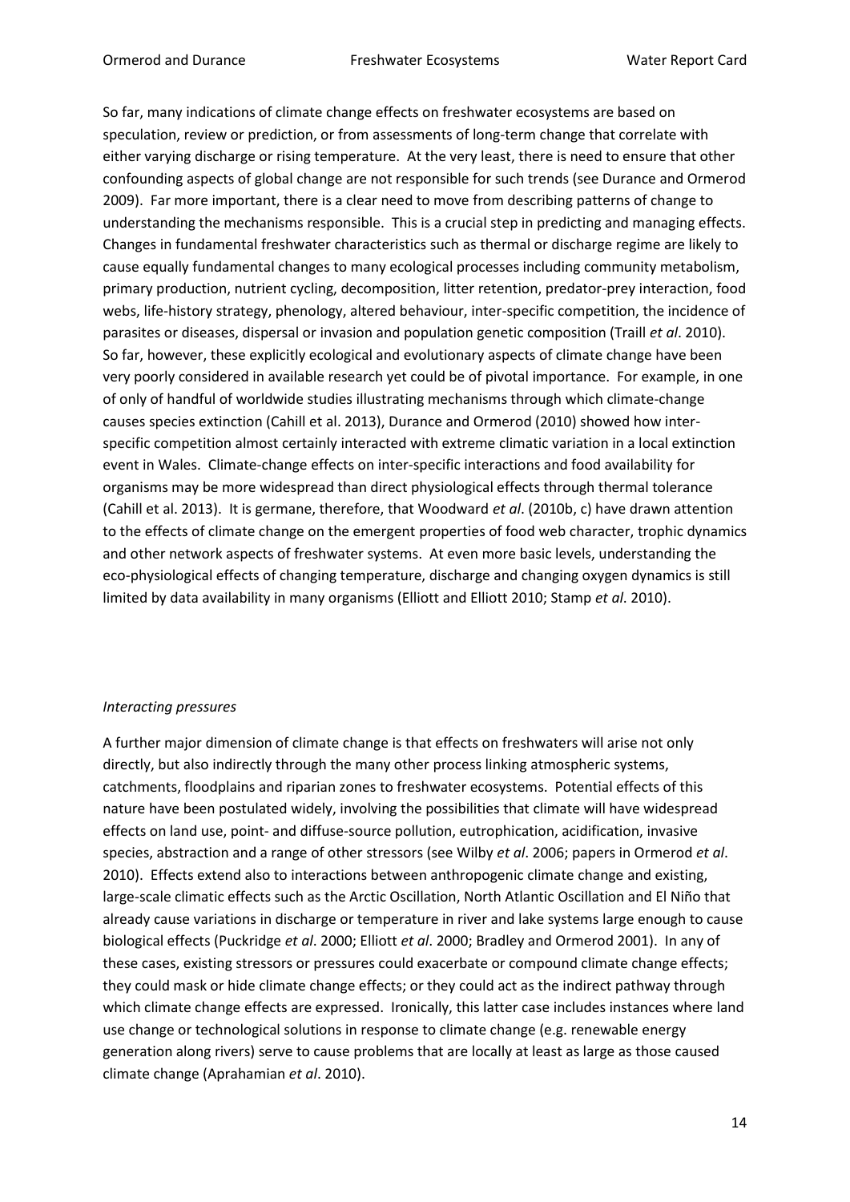So far, many indications of climate change effects on freshwater ecosystems are based on speculation, review or prediction, or from assessments of long-term change that correlate with either varying discharge or rising temperature. At the very least, there is need to ensure that other confounding aspects of global change are not responsible for such trends (see Durance and Ormerod 2009). Far more important, there is a clear need to move from describing patterns of change to understanding the mechanisms responsible. This is a crucial step in predicting and managing effects. Changes in fundamental freshwater characteristics such as thermal or discharge regime are likely to cause equally fundamental changes to many ecological processes including community metabolism, primary production, nutrient cycling, decomposition, litter retention, predator-prey interaction, food webs, life-history strategy, phenology, altered behaviour, inter-specific competition, the incidence of parasites or diseases, dispersal or invasion and population genetic composition (Traill *et al*. 2010). So far, however, these explicitly ecological and evolutionary aspects of climate change have been very poorly considered in available research yet could be of pivotal importance. For example, in one of only of handful of worldwide studies illustrating mechanisms through which climate-change causes species extinction (Cahill et al. 2013), Durance and Ormerod (2010) showed how inter-specific competition almost certainly interacted with extreme climatic variation in a local extinction event in Wales. Climate-change effects on inter-specific interactions and food availability for organisms may be more widespread than direct physiological effects through thermal tolerance (Cahill et al. 2013). It is germane, therefore, that Woodward *et al*. (2010b, c) have drawn attention to the effects of climate change on the emergent properties of food web character, trophic dynamics and other network aspects of freshwater systems. At even more basic levels, understanding the eco-physiological effects of changing temperature, discharge and changing oxygen dynamics is still limited by data availability in many organisms (Elliott and Elliott 2010; Stamp *et al*. 2010).

*Interacting pressures*

A further major dimension of climate change is that effects on freshwaters will arise not only directly, but also indirectly through the many other process linking atmospheric systems, catchments, floodplains and riparian zones to freshwater ecosystems. Potential effects of this nature have been postulated widely, involving the possibilities that climate will have widespread effects on land use, point- and diffuse-source pollution, eutrophication, acidification, invasive species, abstraction and a range of other stressors (see Wilby *et al*. 2006; papers in Ormerod *et al*. 2010). Effects extend also to interactions between anthropogenic climate change and existing, large-scale climatic effects such as the Arctic Oscillation, North Atlantic Oscillation and El Niño that already cause variations in discharge or temperature in river and lake systems large enough to cause biological effects (Puckridge *et al*. 2000; Elliott *et al*. 2000; Bradley and Ormerod 2001). In any of these cases, existing stressors or pressures could exacerbate or compound climate change effects; they could mask or hide climate change effects; or they could act as the indirect pathway through which climate change effects are expressed. Ironically, this latter case includes instances where land use change or technological solutions in response to climate change (e.g. renewable energy generation along rivers) serve to cause problems that are locally at least as large as those caused climate change (Aprahamian *et al*. 2010).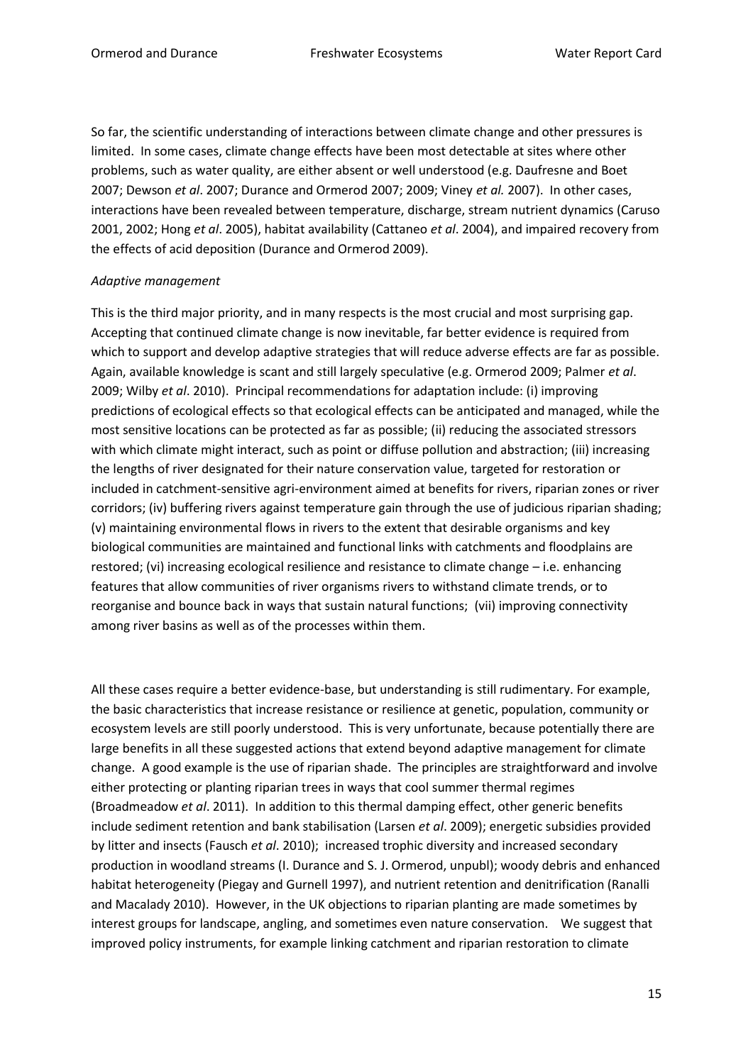So far, the scientific understanding of interactions between climate change and other pressures is limited. In some cases, climate change effects have been most detectable at sites where other problems, such as water quality, are either absent or well understood (e.g. Daufresne and Boet 2007; Dewson *et al*. 2007; Durance and Ormerod 2007; 2009; Viney *et al.* 2007). In other cases, interactions have been revealed between temperature, discharge, stream nutrient dynamics (Caruso 2001, 2002; Hong *et al*. 2005), habitat availability (Cattaneo *et al*. 2004), and impaired recovery from the effects of acid deposition (Durance and Ormerod 2009).

*Adaptive management*

This is the third major priority, and in many respects is the most crucial and most surprising gap. Accepting that continued climate change is now inevitable, far better evidence is required from which to support and develop adaptive strategies that will reduce adverse effects are far as possible. Again, available knowledge is scant and still largely speculative (e.g. Ormerod 2009; Palmer *et al*. 2009; Wilby *et al*. 2010). Principal recommendations for adaptation include: (i) improving predictions of ecological effects so that ecological effects can be anticipated and managed, while the most sensitive locations can be protected as far as possible; (ii) reducing the associated stressors with which climate might interact, such as point or diffuse pollution and abstraction; (iii) increasing the lengths of river designated for their nature conservation value, targeted for restoration or included in catchment-sensitive agri-environment aimed at benefits for rivers, riparian zones or river corridors; (iv) buffering rivers against temperature gain through the use of judicious riparian shading; (v) maintaining environmental flows in rivers to the extent that desirable organisms and key biological communities are maintained and functional links with catchments and floodplains are restored; (vi) increasing ecological resilience and resistance to climate change – i.e. enhancing features that allow communities of river organisms rivers to withstand climate trends, or to reorganise and bounce back in ways that sustain natural functions; (vii) improving connectivity among river basins as well as of the processes within them.

All these cases require a better evidence-base, but understanding is still rudimentary. For example, the basic characteristics that increase resistance or resilience at genetic, population, community or ecosystem levels are still poorly understood. This is very unfortunate, because potentially there are large benefits in all these suggested actions that extend beyond adaptive management for climate change. A good example is the use of riparian shade. The principles are straightforward and involve either protecting or planting riparian trees in ways that cool summer thermal regimes (Broadmeadow *et al*. 2011). In addition to this thermal damping effect, other generic benefits include sediment retention and bank stabilisation (Larsen *et al*. 2009); energetic subsidies provided by litter and insects (Fausch *et al*. 2010); increased trophic diversity and increased secondary production in woodland streams (I. Durance and S. J. Ormerod, unpubl); woody debris and enhanced habitat heterogeneity (Piegay and Gurnell 1997), and nutrient retention and denitrification (Ranalli and Macalady 2010). However, in the UK objections to riparian planting are made sometimes by interest groups for landscape, angling, and sometimes even nature conservation. We suggest that improved policy instruments, for example linking catchment and riparian restoration to climate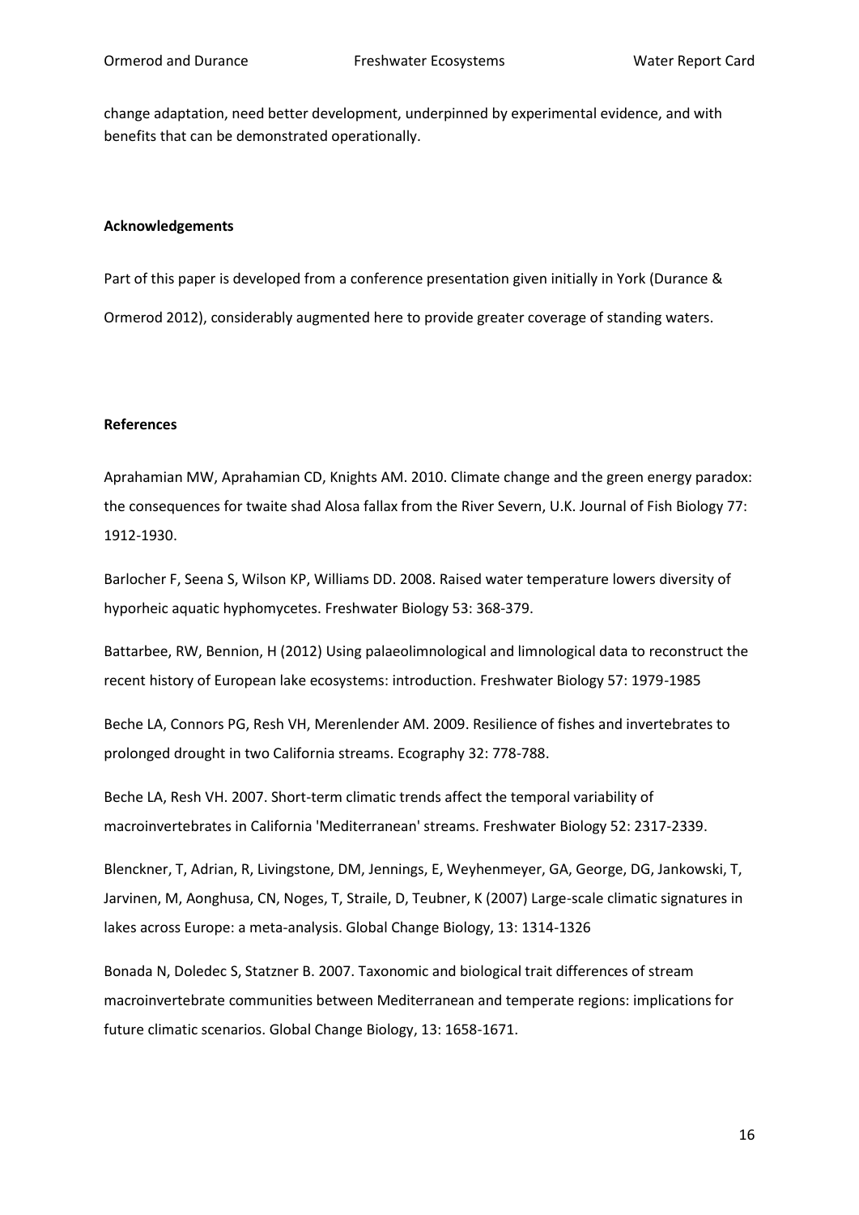change adaptation, need better development, underpinned by experimental evidence, and with benefits that can be demonstrated operationally.

**Acknowledgements**

Part of this paper is developed from a conference presentation given initially in York (Durance & Ormerod 2012), considerably augmented here to provide greater coverage of standing waters.

**References**

Aprahamian MW, Aprahamian CD, Knights AM. 2010. Climate change and the green energy paradox: the consequences for twaite shad Alosa fallax from the River Severn, U.K. Journal of Fish Biology 77: 1912-1930.

Barlocher F, Seena S, Wilson KP, Williams DD. 2008. Raised water temperature lowers diversity of hyporheic aquatic hyphomycetes. Freshwater Biology 53: 368-379.

Battarbee, RW, Bennion, H (2012) Using palaeolimnological and limnological data to reconstruct the recent history of European lake ecosystems: introduction. Freshwater Biology 57: 1979-1985

Beche LA, Connors PG, Resh VH, Merenlender AM. 2009. Resilience of fishes and invertebrates to prolonged drought in two California streams. Ecography 32: 778-788.

Beche LA, Resh VH. 2007. Short-term climatic trends affect the temporal variability of macroinvertebrates in California 'Mediterranean' streams. Freshwater Biology 52: 2317-2339.

Blenckner, T, Adrian, R, Livingstone, DM, Jennings, E, Weyhenmeyer, GA, George, DG, Jankowski, T, Jarvinen, M, Aonghusa, CN, Noges, T, Straile, D, Teubner, K (2007) Large-scale climatic signatures in lakes across Europe: a meta-analysis. Global Change Biology, 13: 1314-1326

Bonada N, Doledec S, Statzner B. 2007. Taxonomic and biological trait differences of stream macroinvertebrate communities between Mediterranean and temperate regions: implications for future climatic scenarios. Global Change Biology, 13: 1658-1671.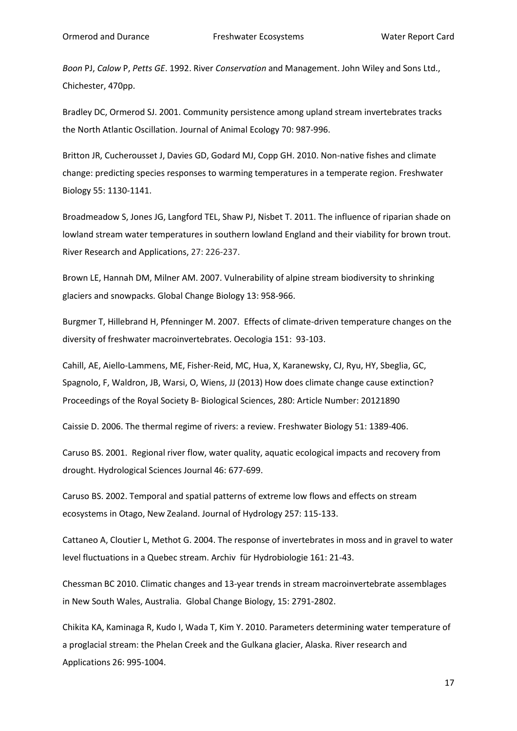*Boon* PJ, *Calow* P, *Petts GE*. 1992. River *Conservation* and Management. John Wiley and Sons Ltd., Chichester, 470pp.

Bradley DC, Ormerod SJ. 2001. Community persistence among upland stream invertebrates tracks the North Atlantic Oscillation. Journal of Animal Ecology 70: 987-996.

Britton JR, Cucherousset J, Davies GD, Godard MJ, Copp GH. 2010. Non-native fishes and climate change: predicting species responses to warming temperatures in a temperate region. Freshwater Biology 55: 1130-1141.

Broadmeadow S, Jones JG, Langford TEL, Shaw PJ, Nisbet T. 2011. The influence of riparian shade on lowland stream water temperatures in southern lowland England and their viability for brown trout. River Research and Applications, 27: 226-237.

Brown LE, Hannah DM, Milner AM. 2007. Vulnerability of alpine stream biodiversity to shrinking glaciers and snowpacks. Global Change Biology 13: 958-966.

Burgmer T, Hillebrand H, Pfenninger M. 2007. Effects of climate-driven temperature changes on the diversity of freshwater macroinvertebrates. Oecologia 151: 93-103.

Cahill, AE, Aiello-Lammens, ME, Fisher-Reid, MC, Hua, X, Karanewsky, CJ, Ryu, HY, Sbeglia, GC, Spagnolo, F, Waldron, JB, Warsi, O, Wiens, JJ (2013) How does climate change cause extinction? Proceedings of the Royal Society B- Biological Sciences, 280: Article Number: 20121890

Caissie D. 2006. The thermal regime of rivers: a review. Freshwater Biology 51: 1389-406.

Caruso BS. 2001. Regional river flow, water quality, aquatic ecological impacts and recovery from drought. Hydrological Sciences Journal 46: 677-699.

Caruso BS. 2002. Temporal and spatial patterns of extreme low flows and effects on stream ecosystems in Otago, New Zealand. Journal of Hydrology 257: 115-133.

Cattaneo A, Cloutier L, Methot G. 2004. The response of invertebrates in moss and in gravel to water level fluctuations in a Quebec stream. Archiv für Hydrobiologie 161: 21-43.

Chessman BC 2010. Climatic changes and 13-year trends in stream macroinvertebrate assemblages in New South Wales, Australia. Global Change Biology, 15: 2791-2802.

Chikita KA, Kaminaga R, Kudo I, Wada T, Kim Y. 2010. Parameters determining water temperature of a proglacial stream: the Phelan Creek and the Gulkana glacier, Alaska. River research and Applications 26: 995-1004.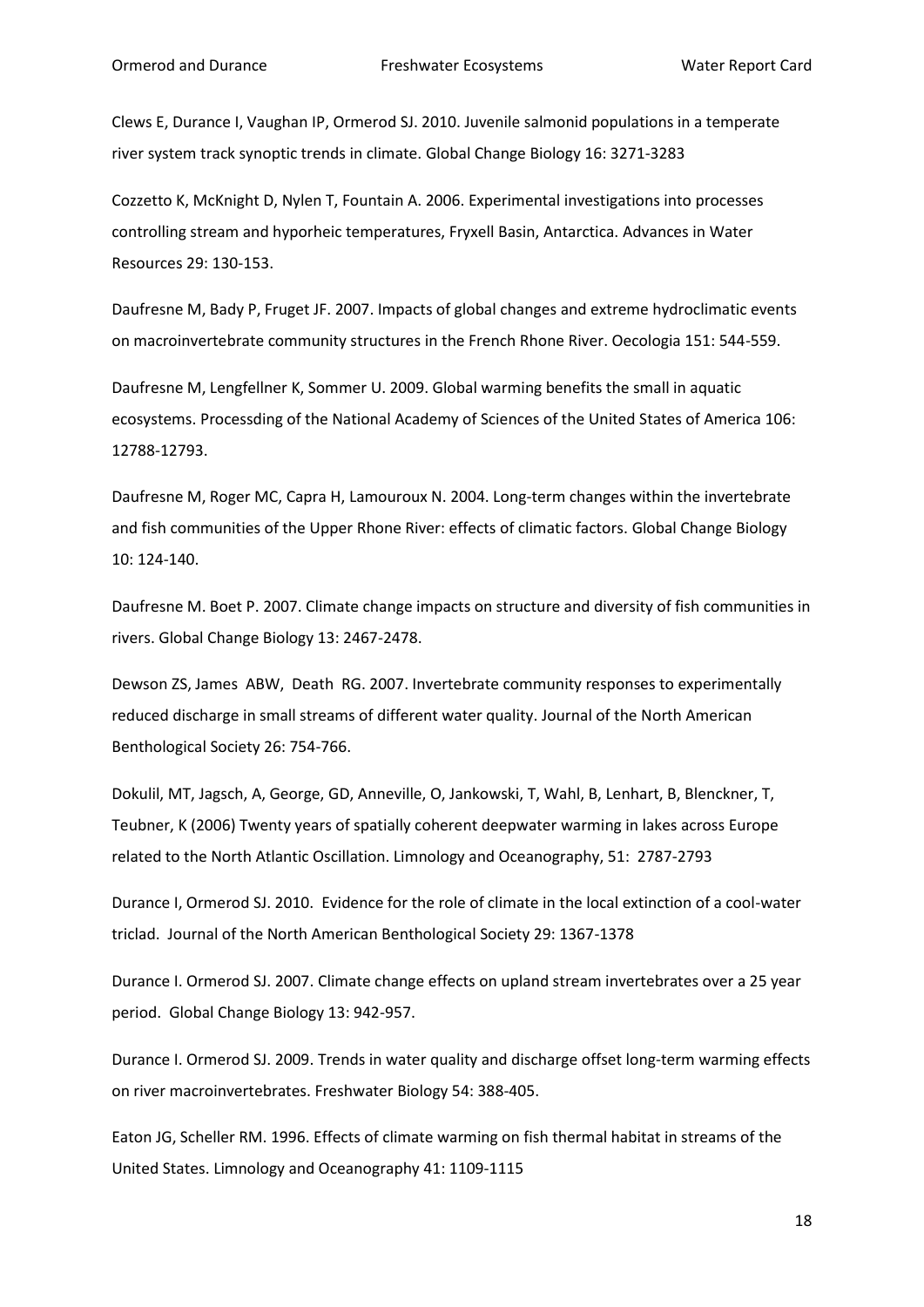Clews E, Durance I, Vaughan IP, Ormerod SJ. 2010. Juvenile salmonid populations in a temperate river system track synoptic trends in climate. Global Change Biology 16: 3271-3283

Cozzetto K, McKnight D, Nylen T, Fountain A. 2006. Experimental investigations into processes controlling stream and hyporheic temperatures, Fryxell Basin, Antarctica. Advances in Water Resources 29: 130-153.

Daufresne M, Bady P, Fruget JF. 2007. Impacts of global changes and extreme hydroclimatic events on macroinvertebrate community structures in the French Rhone River. Oecologia 151: 544-559.

Daufresne M, Lengfellner K, Sommer U. 2009. Global warming benefits the small in aquatic ecosystems. Processding of the National Academy of Sciences of the United States of America 106: 12788-12793.

Daufresne M, Roger MC, Capra H, Lamouroux N. 2004. Long-term changes within the invertebrate and fish communities of the Upper Rhone River: effects of climatic factors. Global Change Biology 10: 124-140.

Daufresne M. Boet P. 2007. Climate change impacts on structure and diversity of fish communities in rivers. Global Change Biology 13: 2467-2478.

Dewson ZS, James ABW, Death RG. 2007. Invertebrate community responses to experimentally reduced discharge in small streams of different water quality. Journal of the North American Benthological Society 26: 754-766.

Dokulil, MT, Jagsch, A, George, GD, Anneville, O, Jankowski, T, Wahl, B, Lenhart, B, Blenckner, T, Teubner, K (2006) Twenty years of spatially coherent deepwater warming in lakes across Europe related to the North Atlantic Oscillation. Limnology and Oceanography, 51: 2787-2793

Durance I, Ormerod SJ. 2010. Evidence for the role of climate in the local extinction of a cool-water triclad. Journal of the North American Benthological Society 29: 1367-1378

Durance I. Ormerod SJ. 2007. Climate change effects on upland stream invertebrates over a 25 year period. Global Change Biology 13: 942-957.

Durance I. Ormerod SJ. 2009. Trends in water quality and discharge offset long-term warming effects on river macroinvertebrates. Freshwater Biology 54: 388-405.

Eaton JG, Scheller RM. 1996. Effects of climate warming on fish thermal habitat in streams of the United States. Limnology and Oceanography 41: 1109-1115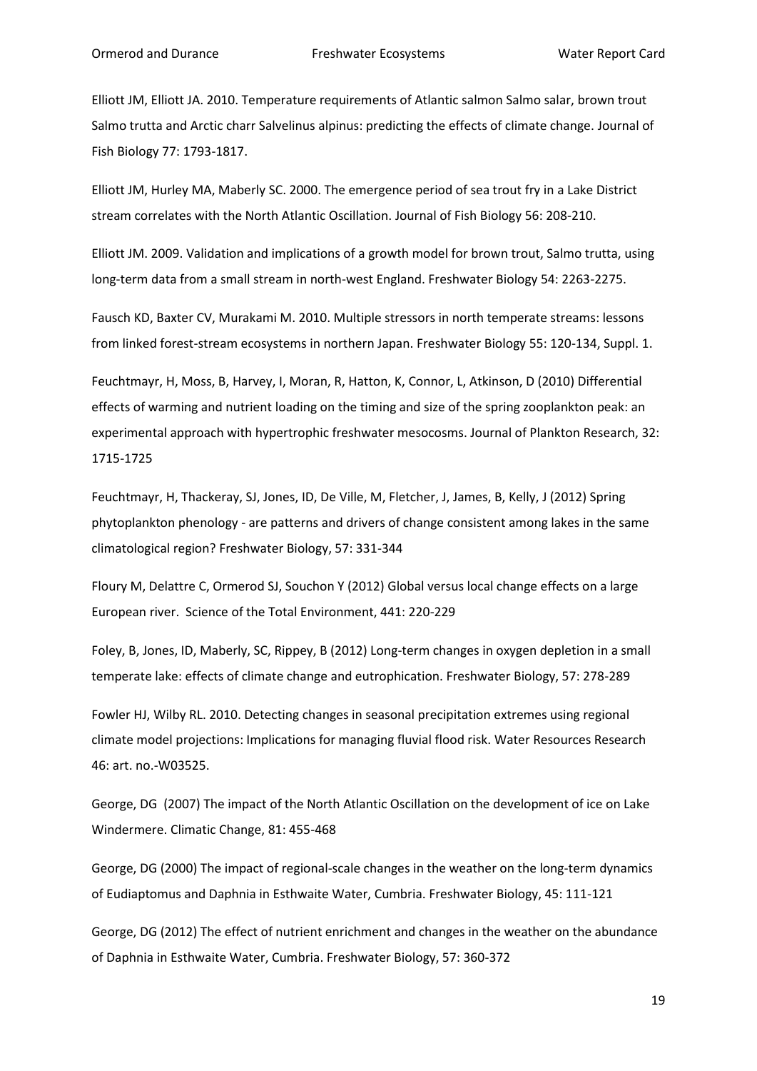Elliott JM, Elliott JA. 2010. Temperature requirements of Atlantic salmon Salmo salar, brown trout Salmo trutta and Arctic charr Salvelinus alpinus: predicting the effects of climate change. Journal of Fish Biology 77: 1793-1817.

Elliott JM, Hurley MA, Maberly SC. 2000. The emergence period of sea trout fry in a Lake District stream correlates with the North Atlantic Oscillation. Journal of Fish Biology 56: 208-210.

Elliott JM. 2009. Validation and implications of a growth model for brown trout, Salmo trutta, using long-term data from a small stream in north-west England. Freshwater Biology 54: 2263-2275.

Fausch KD, Baxter CV, Murakami M. 2010. Multiple stressors in north temperate streams: lessons from linked forest-stream ecosystems in northern Japan. Freshwater Biology 55: 120-134, Suppl. 1.

Feuchtmayr, H, Moss, B, Harvey, I, Moran, R, Hatton, K, Connor, L, Atkinson, D (2010) Differential effects of warming and nutrient loading on the timing and size of the spring zooplankton peak: an experimental approach with hypertrophic freshwater mesocosms. Journal of Plankton Research, 32: 1715-1725

Feuchtmayr, H, Thackeray, SJ, Jones, ID, De Ville, M, Fletcher, J, James, B, Kelly, J (2012) Spring phytoplankton phenology - are patterns and drivers of change consistent among lakes in the same climatological region? Freshwater Biology, 57: 331-344

Floury M, Delattre C, Ormerod SJ, Souchon Y (2012) Global versus local change effects on a large European river. Science of the Total Environment, 441: 220-229

Foley, B, Jones, ID, Maberly, SC, Rippey, B (2012) Long-term changes in oxygen depletion in a small temperate lake: effects of climate change and eutrophication. Freshwater Biology, 57: 278-289

Fowler HJ, Wilby RL. 2010. Detecting changes in seasonal precipitation extremes using regional climate model projections: Implications for managing fluvial flood risk. Water Resources Research 46: art. no.-W03525.

George, DG (2007) The impact of the North Atlantic Oscillation on the development of ice on Lake Windermere. Climatic Change, 81: 455-468

George, DG (2000) The impact of regional-scale changes in the weather on the long-term dynamics of Eudiaptomus and Daphnia in Esthwaite Water, Cumbria. Freshwater Biology, 45: 111-121

George, DG (2012) The effect of nutrient enrichment and changes in the weather on the abundance of Daphnia in Esthwaite Water, Cumbria. Freshwater Biology, 57: 360-372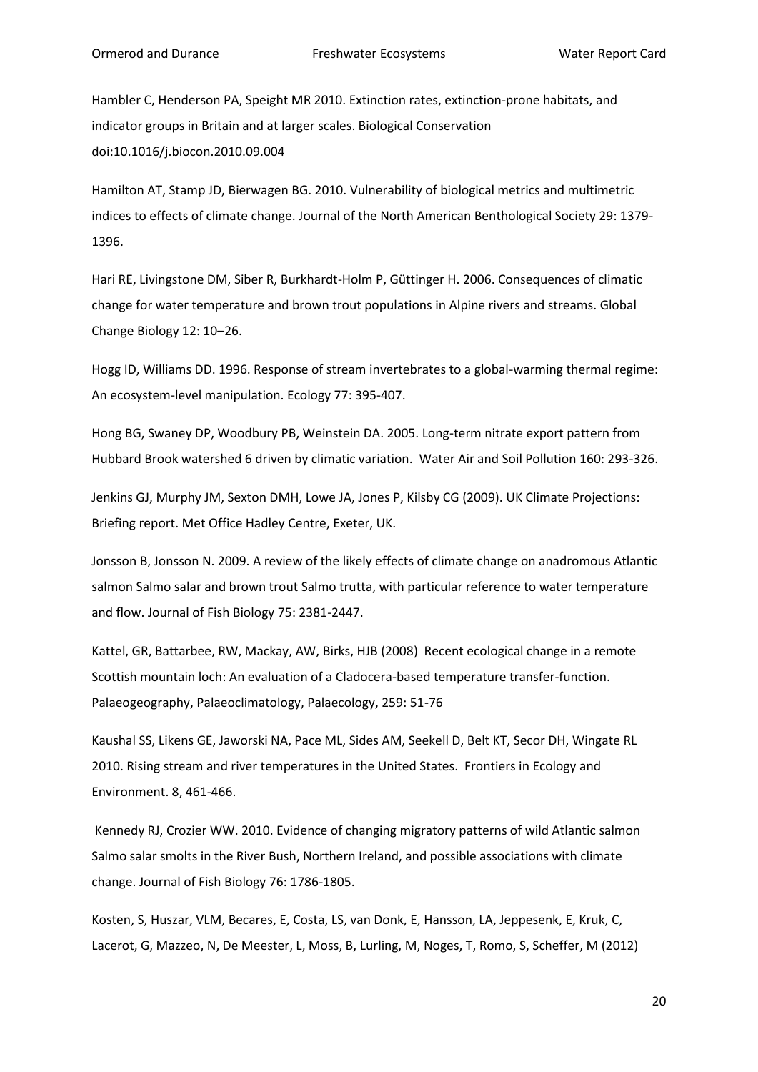Hambler C, Henderson PA, Speight MR 2010. Extinction rates, extinction-prone habitats, and indicator groups in Britain and at larger scales. Biological Conservation doi:10.1016/j.biocon.2010.09.004

Hamilton AT, Stamp JD, Bierwagen BG. 2010. Vulnerability of biological metrics and multimetric indices to effects of climate change. Journal of the North American Benthological Society 29: 1379-1396.

Hari RE, Livingstone DM, Siber R, Burkhardt-Holm P, Güttinger H. 2006. Consequences of climatic change for water temperature and brown trout populations in Alpine rivers and streams. Global Change Biology 12: 10–26.

Hogg ID, Williams DD. 1996. Response of stream invertebrates to a global-warming thermal regime: An ecosystem-level manipulation. Ecology 77: 395-407.

Hong BG, Swaney DP, Woodbury PB, Weinstein DA. 2005. Long-term nitrate export pattern from Hubbard Brook watershed 6 driven by climatic variation. Water Air and Soil Pollution 160: 293-326.

Jenkins GJ, Murphy JM, Sexton DMH, Lowe JA, Jones P, Kilsby CG (2009). UK Climate Projections: Briefing report. Met Office Hadley Centre, Exeter, UK.

Jonsson B, Jonsson N. 2009. A review of the likely effects of climate change on anadromous Atlantic salmon Salmo salar and brown trout Salmo trutta, with particular reference to water temperature and flow. Journal of Fish Biology 75: 2381-2447.

Kattel, GR, Battarbee, RW, Mackay, AW, Birks, HJB (2008) Recent ecological change in a remote Scottish mountain loch: An evaluation of a Cladocera-based temperature transfer-function. Palaeogeography, Palaeoclimatology, Palaeoecology, 259: 51-76

Kaushal SS, Likens GE, Jaworski NA, Pace ML, Sides AM, Seekell D, Belt KT, Secor DH, Wingate RL 2010. Rising stream and river temperatures in the United States. Frontiers in Ecology and Environment. 8, 461-466.

Kennedy RJ, Crozier WW. 2010. Evidence of changing migratory patterns of wild Atlantic salmon Salmo salar smolts in the River Bush, Northern Ireland, and possible associations with climate change. Journal of Fish Biology 76: 1786-1805.

Kosten, S, Huszar, VLM, Becares, E, Costa, LS, van Donk, E, Hansson, LA, Jeppesenk, E, Kruk, C, Lacerot, G, Mazzeo, N, De Meester, L, Moss, B, Lurling, M, Noges, T, Romo, S, Scheffer, M (2012)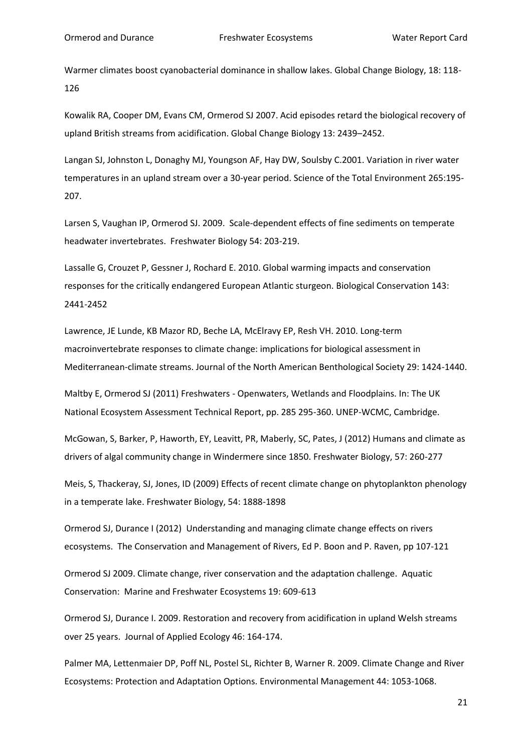Warmer climates boost cyanobacterial dominance in shallow lakes. Global Change Biology, 18: 118-126

Kowalik RA, Cooper DM, Evans CM, Ormerod SJ 2007. Acid episodes retard the biological recovery of upland British streams from acidification. Global Change Biology 13: 2439–2452.

Langan SJ, Johnston L, Donaghy MJ, Youngson AF, Hay DW, Soulsby C.2001. Variation in river water temperatures in an upland stream over a 30-year period. Science of the Total Environment 265:195-207.

Larsen S, Vaughan IP, Ormerod SJ. 2009. Scale-dependent effects of fine sediments on temperate headwater invertebrates. Freshwater Biology 54: 203-219.

Lassalle G, Crouzet P, Gessner J, Rochard E. 2010. Global warming impacts and conservation responses for the critically endangered European Atlantic sturgeon. Biological Conservation 143: 2441-2452

Lawrence, JE Lunde, KB Mazor RD, Beche LA, McElravy EP, Resh VH. 2010. Long-term macroinvertebrate responses to climate change: implications for biological assessment in Mediterranean-climate streams. Journal of the North American Benthological Society 29: 1424-1440.

Maltby E, Ormerod SJ (2011) Freshwaters - Openwaters, Wetlands and Floodplains. In: The UK National Ecosystem Assessment Technical Report, pp. 285 295-360. UNEP-WCMC, Cambridge.

McGowan, S, Barker, P, Haworth, EY, Leavitt, PR, Maberly, SC, Pates, J (2012) Humans and climate as drivers of algal community change in Windermere since 1850. Freshwater Biology, 57: 260-277

Meis, S, Thackeray, SJ, Jones, ID (2009) Effects of recent climate change on phytoplankton phenology in a temperate lake. Freshwater Biology, 54: 1888-1898

Ormerod SJ, Durance I (2012) Understanding and managing climate change effects on rivers ecosystems. The Conservation and Management of Rivers, Ed P. Boon and P. Raven, pp 107-121

Ormerod SJ 2009. Climate change, river conservation and the adaptation challenge. Aquatic Conservation: Marine and Freshwater Ecosystems 19: 609-613

Ormerod SJ, Durance I. 2009. Restoration and recovery from acidification in upland Welsh streams over 25 years. Journal of Applied Ecology 46: 164-174.

Palmer MA, Lettenmaier DP, Poff NL, Postel SL, Richter B, Warner R. 2009. Climate Change and River Ecosystems: Protection and Adaptation Options. Environmental Management 44: 1053-1068.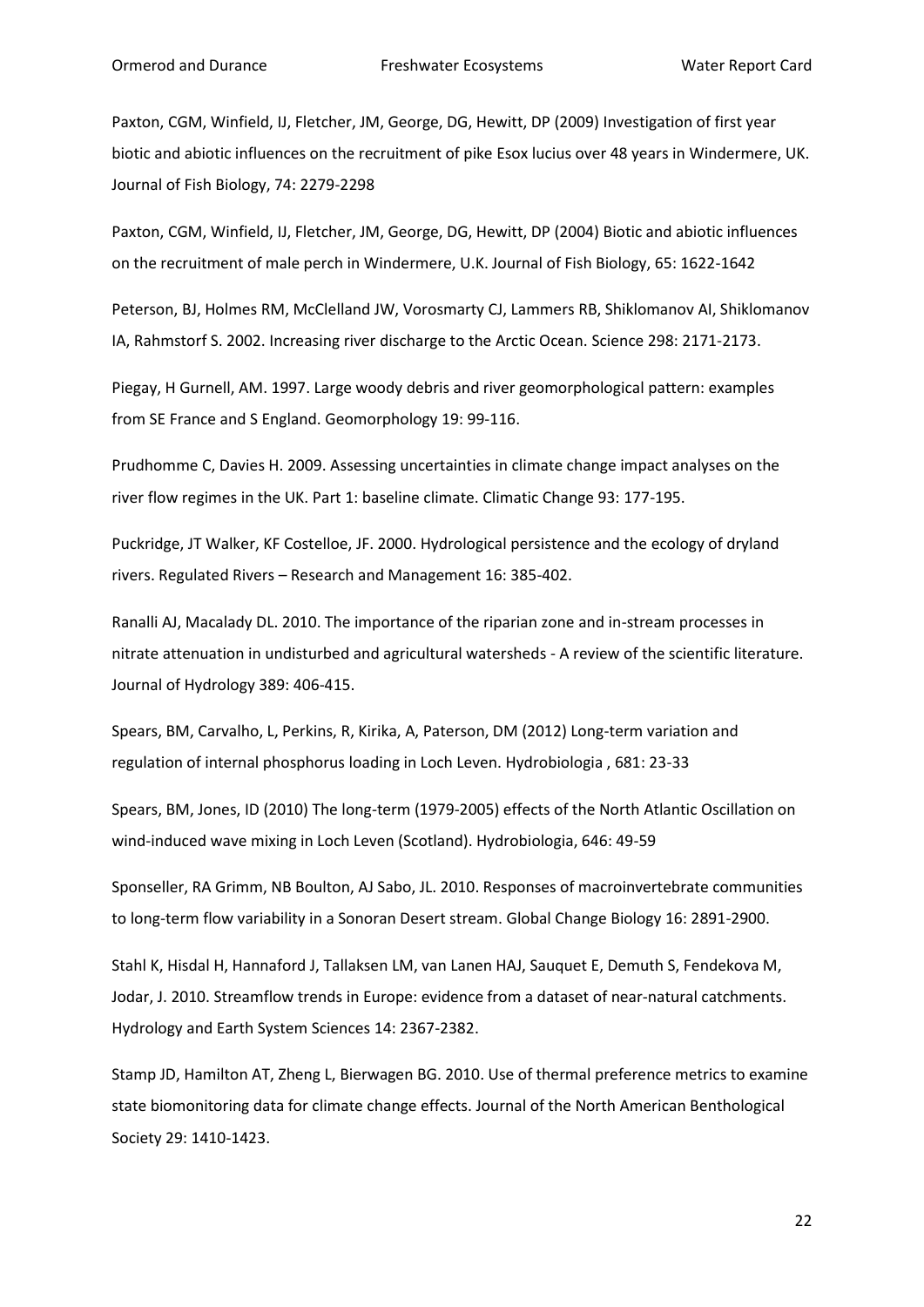Paxton, CGM, Winfield, IJ, Fletcher, JM, George, DG, Hewitt, DP (2009) Investigation of first year biotic and abiotic influences on the recruitment of pike Esox lucius over 48 years in Windermere, UK. Journal of Fish Biology, 74: 2279-2298

Paxton, CGM, Winfield, IJ, Fletcher, JM, George, DG, Hewitt, DP (2004) Biotic and abiotic influences on the recruitment of male perch in Windermere, U.K. Journal of Fish Biology, 65: 1622-1642

Peterson, BJ, Holmes RM, McClelland JW, Vorosmarty CJ, Lammers RB, Shiklomanov AI, Shiklomanov IA, Rahmstorf S. 2002. Increasing river discharge to the Arctic Ocean. Science 298: 2171-2173.

Piegay, H Gurnell, AM. 1997. Large woody debris and river geomorphological pattern: examples from SE France and S England. Geomorphology 19: 99-116.

Prudhomme C, Davies H. 2009. Assessing uncertainties in climate change impact analyses on the river flow regimes in the UK. Part 1: baseline climate. Climatic Change 93: 177-195.

Puckridge, JT Walker, KF Costelloe, JF. 2000. Hydrological persistence and the ecology of dryland rivers. Regulated Rivers – Research and Management 16: 385-402.

Ranalli AJ, Macalady DL. 2010. The importance of the riparian zone and in-stream processes in nitrate attenuation in undisturbed and agricultural watersheds - A review of the scientific literature. Journal of Hydrology 389: 406-415.

Spears, BM, Carvalho, L, Perkins, R, Kirika, A, Paterson, DM (2012) Long-term variation and regulation of internal phosphorus loading in Loch Leven. Hydrobiologia , 681: 23-33

Spears, BM, Jones, ID (2010) The long-term (1979-2005) effects of the North Atlantic Oscillation on wind-induced wave mixing in Loch Leven (Scotland). Hydrobiologia, 646: 49-59

Sponseller, RA Grimm, NB Boulton, AJ Sabo, JL. 2010. Responses of macroinvertebrate communities to long-term flow variability in a Sonoran Desert stream. Global Change Biology 16: 2891-2900.

Stahl K, Hisdal H, Hannaford J, Tallaksen LM, van Lanen HAJ, Sauquet E, Demuth S, Fendekova M, Jodar, J. 2010. Streamflow trends in Europe: evidence from a dataset of near-natural catchments. Hydrology and Earth System Sciences 14: 2367-2382.

Stamp JD, Hamilton AT, Zheng L, Bierwagen BG. 2010. Use of thermal preference metrics to examine state biomonitoring data for climate change effects. Journal of the North American Benthological Society 29: 1410-1423.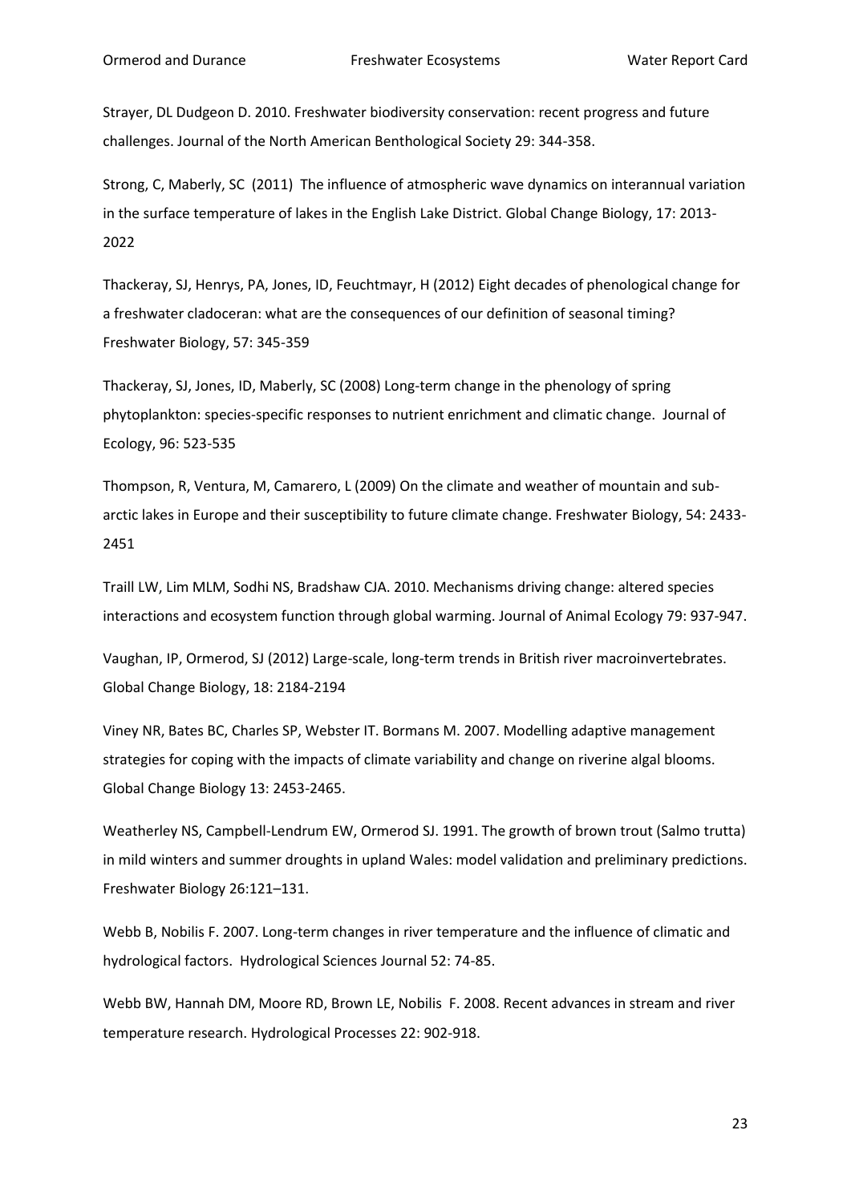Strayer, DL Dudgeon D. 2010. Freshwater biodiversity conservation: recent progress and future challenges. Journal of the North American Benthological Society 29: 344-358.

Strong, C, Maberly, SC (2011) The influence of atmospheric wave dynamics on interannual variation in the surface temperature of lakes in the English Lake District. Global Change Biology, 17: 2013-2022

Thackeray, SJ, Henrys, PA, Jones, ID, Feuchtmayr, H (2012) Eight decades of phenological change for a freshwater cladoceran: what are the consequences of our definition of seasonal timing? Freshwater Biology, 57: 345-359

Thackeray, SJ, Jones, ID, Maberly, SC (2008) Long-term change in the phenology of spring phytoplankton: species-specific responses to nutrient enrichment and climatic change. Journal of Ecology, 96: 523-535

Thompson, R, Ventura, M, Camarero, L (2009) On the climate and weather of mountain and sub-arctic lakes in Europe and their susceptibility to future climate change. Freshwater Biology, 54: 2433-2451

Traill LW, Lim MLM, Sodhi NS, Bradshaw CJA. 2010. Mechanisms driving change: altered species interactions and ecosystem function through global warming. Journal of Animal Ecology 79: 937-947.

Vaughan, IP, Ormerod, SJ (2012) Large-scale, long-term trends in British river macroinvertebrates. Global Change Biology, 18: 2184-2194

Viney NR, Bates BC, Charles SP, Webster IT. Bormans M. 2007. Modelling adaptive management strategies for coping with the impacts of climate variability and change on riverine algal blooms. Global Change Biology 13: 2453-2465.

Weatherley NS, Campbell-Lendrum EW, Ormerod SJ. 1991. The growth of brown trout (Salmo trutta) in mild winters and summer droughts in upland Wales: model validation and preliminary predictions. Freshwater Biology 26:121–131.

Webb B, Nobilis F. 2007. Long-term changes in river temperature and the influence of climatic and hydrological factors. Hydrological Sciences Journal 52: 74-85.

Webb BW, Hannah DM, Moore RD, Brown LE, Nobilis F. 2008. Recent advances in stream and river temperature research. Hydrological Processes 22: 902-918.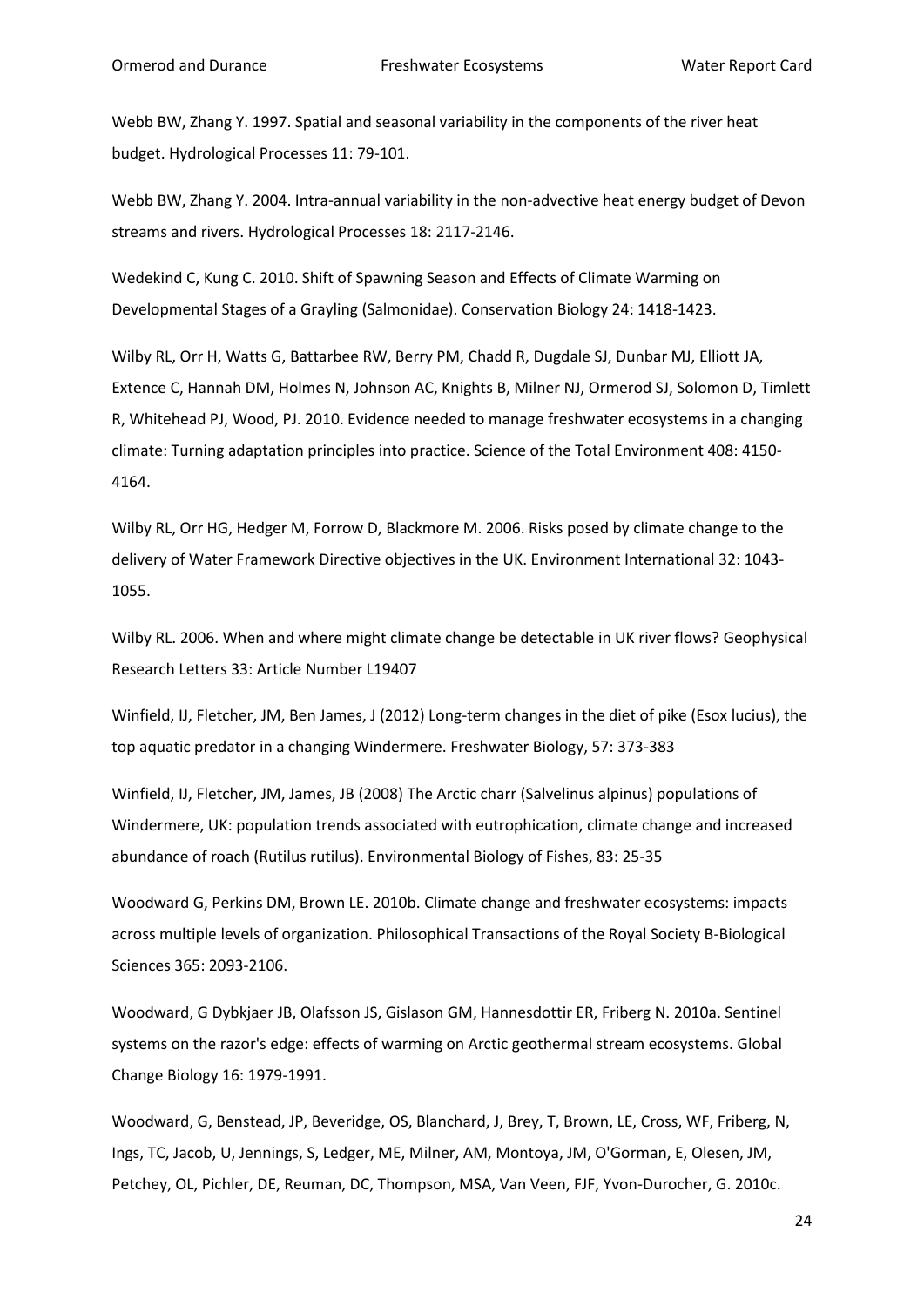Webb BW, Zhang Y. 1997. Spatial and seasonal variability in the components of the river heat budget. Hydrological Processes 11: 79-101.

Webb BW, Zhang Y. 2004. Intra-annual variability in the non-advective heat energy budget of Devon streams and rivers. Hydrological Processes 18: 2117-2146.

Wedekind C, Kung C. 2010. Shift of Spawning Season and Effects of Climate Warming on Developmental Stages of a Grayling (Salmonidae). Conservation Biology 24: 1418-1423.

Wilby RL, Orr H, Watts G, Battarbee RW, Berry PM, Chadd R, Dugdale SJ, Dunbar MJ, Elliott JA, Extence C, Hannah DM, Holmes N, Johnson AC, Knights B, Milner NJ, Ormerod SJ, Solomon D, Timlett R, Whitehead PJ, Wood, PJ. 2010. Evidence needed to manage freshwater ecosystems in a changing climate: Turning adaptation principles into practice. Science of the Total Environment 408: 4150-4164.

Wilby RL, Orr HG, Hedger M, Forrow D, Blackmore M. 2006. Risks posed by climate change to the delivery of Water Framework Directive objectives in the UK. Environment International 32: 1043-1055.

Wilby RL. 2006. When and where might climate change be detectable in UK river flows? Geophysical Research Letters 33: Article Number L19407

Winfield, IJ, Fletcher, JM, Ben James, J (2012) Long-term changes in the diet of pike (Esox lucius), the top aquatic predator in a changing Windermere. Freshwater Biology, 57: 373-383

Winfield, IJ, Fletcher, JM, James, JB (2008) The Arctic charr (Salvelinus alpinus) populations of Windermere, UK: population trends associated with eutrophication, climate change and increased abundance of roach (Rutilus rutilus). Environmental Biology of Fishes, 83: 25-35

Woodward G, Perkins DM, Brown LE. 2010b. Climate change and freshwater ecosystems: impacts across multiple levels of organization. Philosophical Transactions of the Royal Society B-Biological Sciences 365: 2093-2106.

Woodward, G Dybkjaer JB, Olafsson JS, Gislason GM, Hannesdottir ER, Friberg N. 2010a. Sentinel systems on the razor's edge: effects of warming on Arctic geothermal stream ecosystems. Global Change Biology 16: 1979-1991.

Woodward, G, Benstead, JP, Beveridge, OS, Blanchard, J, Brey, T, Brown, LE, Cross, WF, Friberg, N, Ings, TC, Jacob, U, Jennings, S, Ledger, ME, Milner, AM, Montoya, JM, O'Gorman, E, Olesen, JM, Petchey, OL, Pichler, DE, Reuman, DC, Thompson, MSA, Van Veen, FJF, Yvon-Durocher, G. 2010c.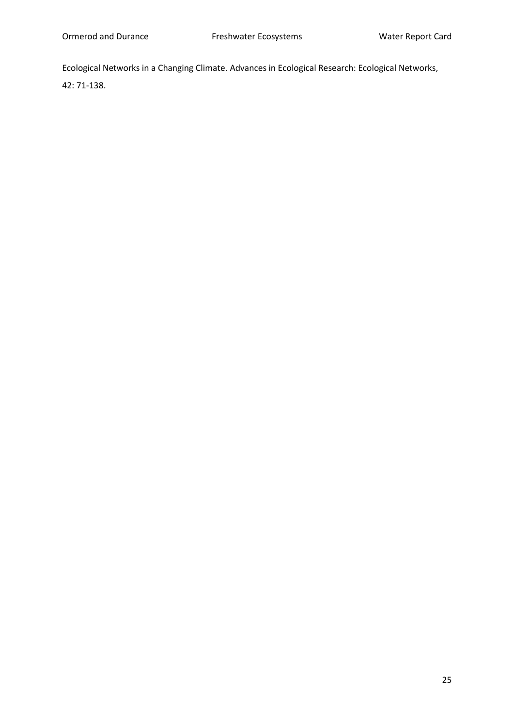Ecological Networks in a Changing Climate. Advances in Ecological Research: Ecological Networks, 42: 71-138.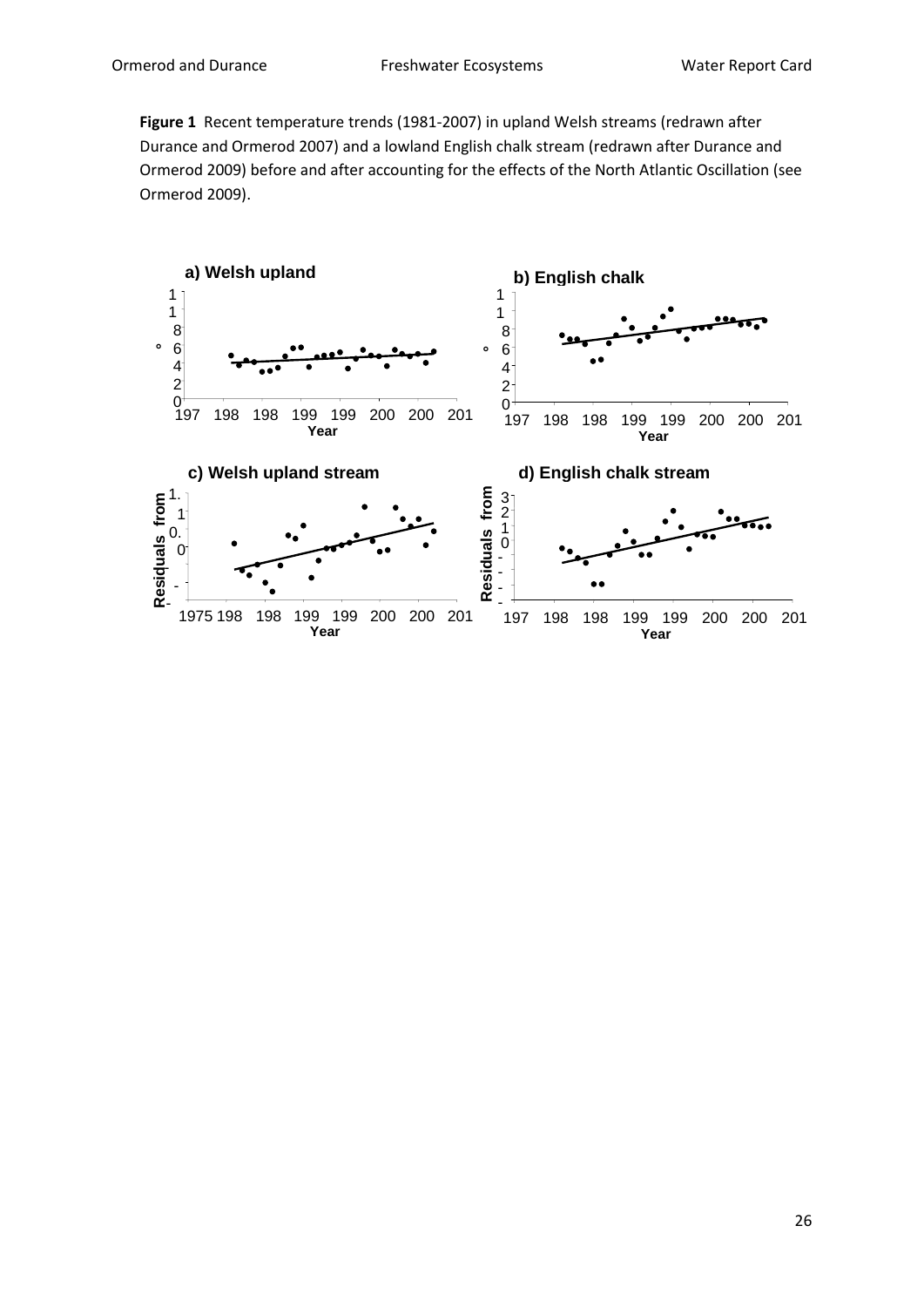**Figure 1** Recent temperature trends (1981-2007) in upland Welsh streams (redrawn after Durance and Ormerod 2007) and a lowland English chalk stream (redrawn after Durance and Ormerod 2009) before and after accounting for the effects of the North Atlantic Oscillation (see Ormerod 2009).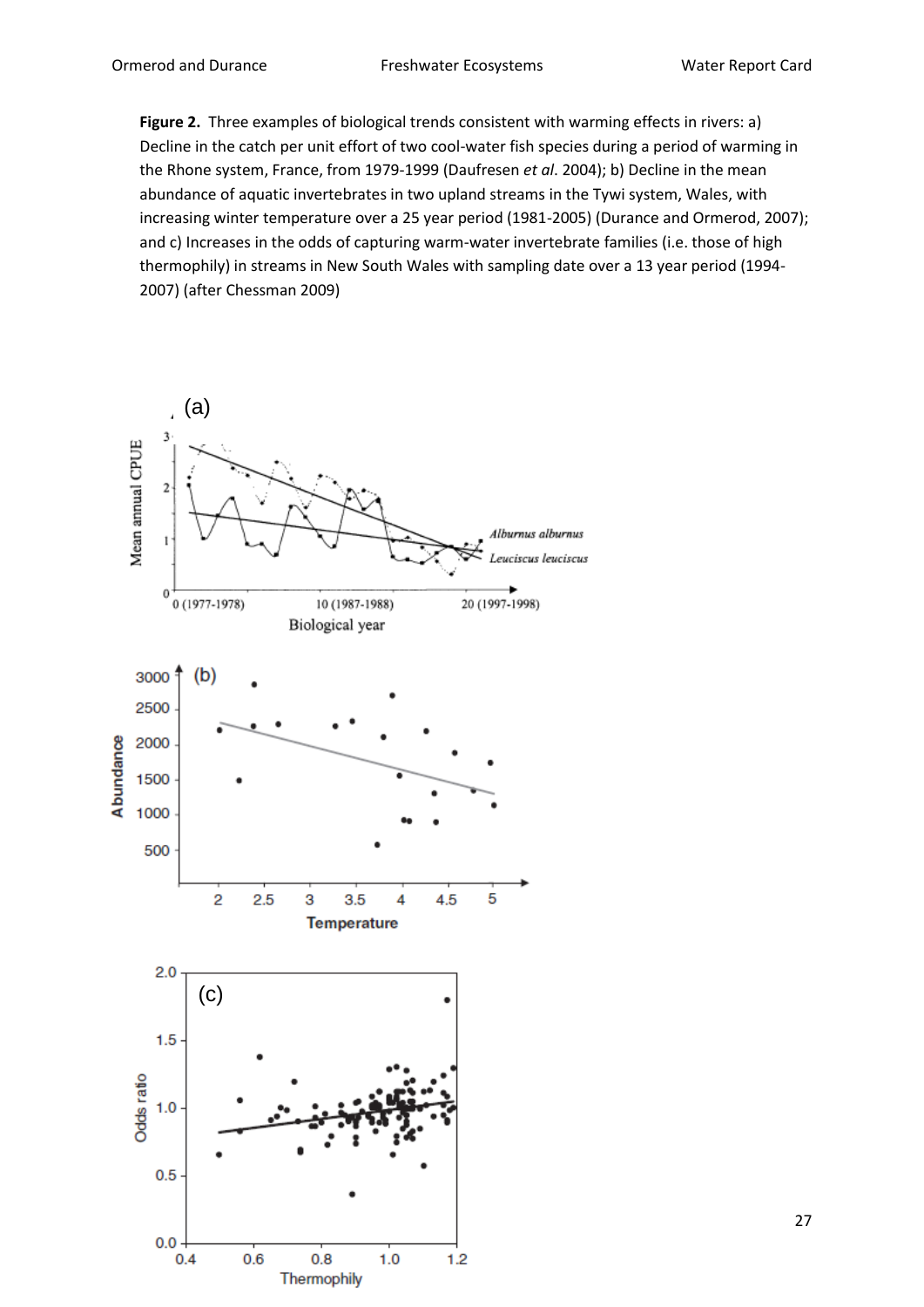**Figure 2.** Three examples of biological trends consistent with warming effects in rivers: a) Decline in the catch per unit effort of two cool-water fish species during a period of warming in the Rhone system, France, from 1979-1999 (Daufresen *et al*. 2004); b) Decline in the mean abundance of aquatic invertebrates in two upland streams in the Tywi system, Wales, with increasing winter temperature over a 25 year period (1981-2005) (Durance and Ormerod, 2007); and c) Increases in the odds of capturing warm-water invertebrate families (i.e. those of high thermophily) in streams in New South Wales with sampling date over a 13 year period (1994-2007) (after Chessman 2009)

(a)

Mean annual CPUE

3
2
1
0

0 (1977-1978)
10 (1987-1988)
20 (1997-1998)

Biological year

*Alburnus alburnus*
*Leuciscus leuciscus*

(b)

Abundance

3000
2500
2000
1500
1000
500

2
2.5
3
3.5
4
4.5
5

Temperature

(c)

Odds ratio

2.0
1.5
1.0
0.5
0.0

0.4
0.6
0.8
1.0
1.2

Thermophily